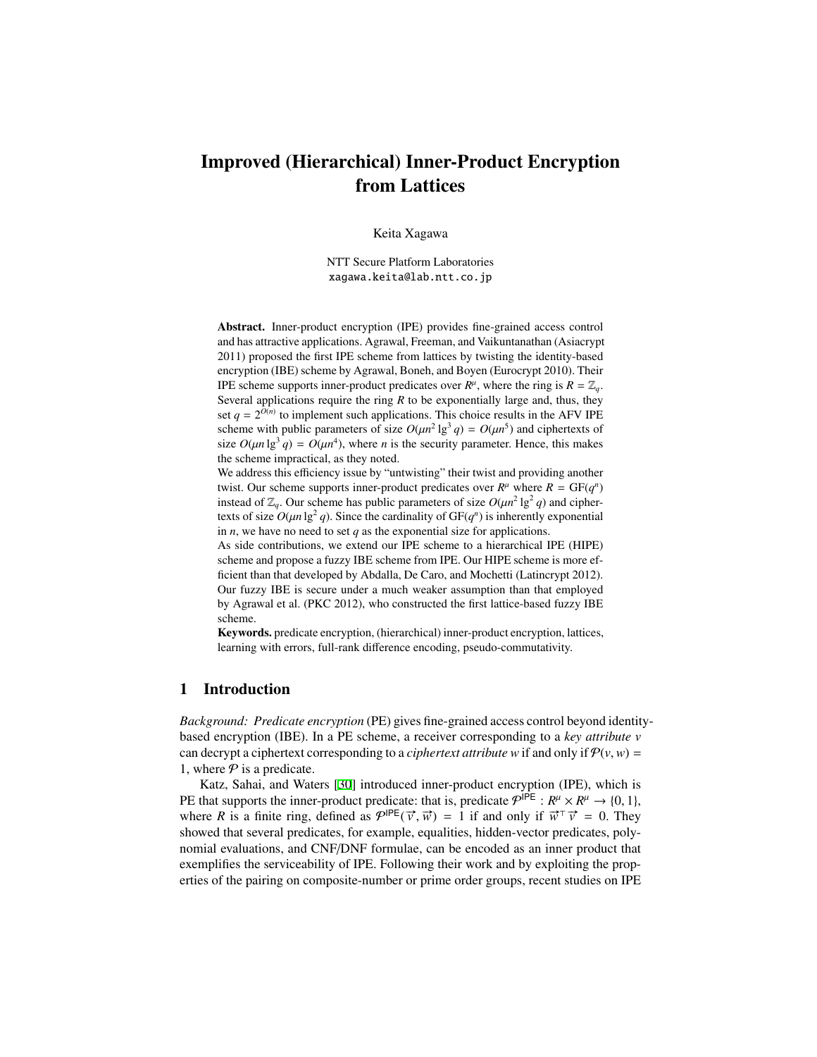# Improved (Hierarchical) Inner-Product Encryption from Lattices

Keita Xagawa

NTT Secure Platform Laboratories
xagawa.keita@lab.ntt.co.jp

**Abstract.** Inner-product encryption (IPE) provides fine-grained access control and has attractive applications. Agrawal, Freeman, and Vaikuntanathan (Asiacrypt 2011) proposed the first IPE scheme from lattices by twisting the identity-based encryption (IBE) scheme by Agrawal, Boneh, and Boyen (Eurocrypt 2010). Their IPE scheme supports inner-product predicates over $R^\mu$, where the ring is $R = \mathbb{Z}_q$. Several applications require the ring $R$ to be exponentially large and, thus, they set $q = 2^{O(n)}$ to implement such applications. This choice results in the AFV IPE scheme with public parameters of size $O(\mu n^2 \lg^3 q) = O(\mu n^5)$ and ciphertexts of size $O(\mu n \lg^3 q) = O(\mu n^4)$, where $n$ is the security parameter. Hence, this makes the scheme impractical, as they noted.

We address this efficiency issue by "untwisting" their twist and providing another twist. Our scheme supports inner-product predicates over $R^\mu$ where $R = \mathrm{GF}(q^n)$ instead of $\mathbb{Z}_q$. Our scheme has public parameters of size $O(\mu n^2 \lg^2 q)$ and ciphertexts of size $O(\mu n \lg^2 q)$. Since the cardinality of $\mathrm{GF}(q^n)$ is inherently exponential in $n$, we have no need to set $q$ as the exponential size for applications.

As side contributions, we extend our IPE scheme to a hierarchical IPE (HIPE) scheme and propose a fuzzy IBE scheme from IPE. Our HIPE scheme is more efficient than that developed by Abdalla, De Caro, and Mochetti (Latincrypt 2012). Our fuzzy IBE is secure under a much weaker assumption than that employed by Agrawal et al. (PKC 2012), who constructed the first lattice-based fuzzy IBE scheme.

**Keywords.** predicate encryption, (hierarchical) inner-product encryption, lattices, learning with errors, full-rank difference encoding, pseudo-commutativity.

## 1 Introduction

*Background: Predicate encryption* (PE) gives fine-grained access control beyond identity-based encryption (IBE). In a PE scheme, a receiver corresponding to a *key attribute* $v$ can decrypt a ciphertext corresponding to a *ciphertext attribute* $w$ if and only if $\mathcal{P}(v, w) = 1$, where $\mathcal{P}$ is a predicate.

Katz, Sahai, and Waters [30] introduced inner-product encryption (IPE), which is PE that supports the inner-product predicate: that is, predicate $\mathcal{P}^{\mathsf{IPE}} : R^\mu \times R^\mu \to \{0, 1\}$, where $R$ is a finite ring, defined as $\mathcal{P}^{\mathsf{IPE}}(\vec{v}, \vec{w}) = 1$ if and only if $\vec{w}^\top \vec{v} = 0$. They showed that several predicates, for example, equalities, hidden-vector predicates, polynomial evaluations, and CNF/DNF formulae, can be encoded as an inner product that exemplifies the serviceability of IPE. Following their work and by exploiting the properties of the pairing on composite-number or prime order groups, recent studies on IPE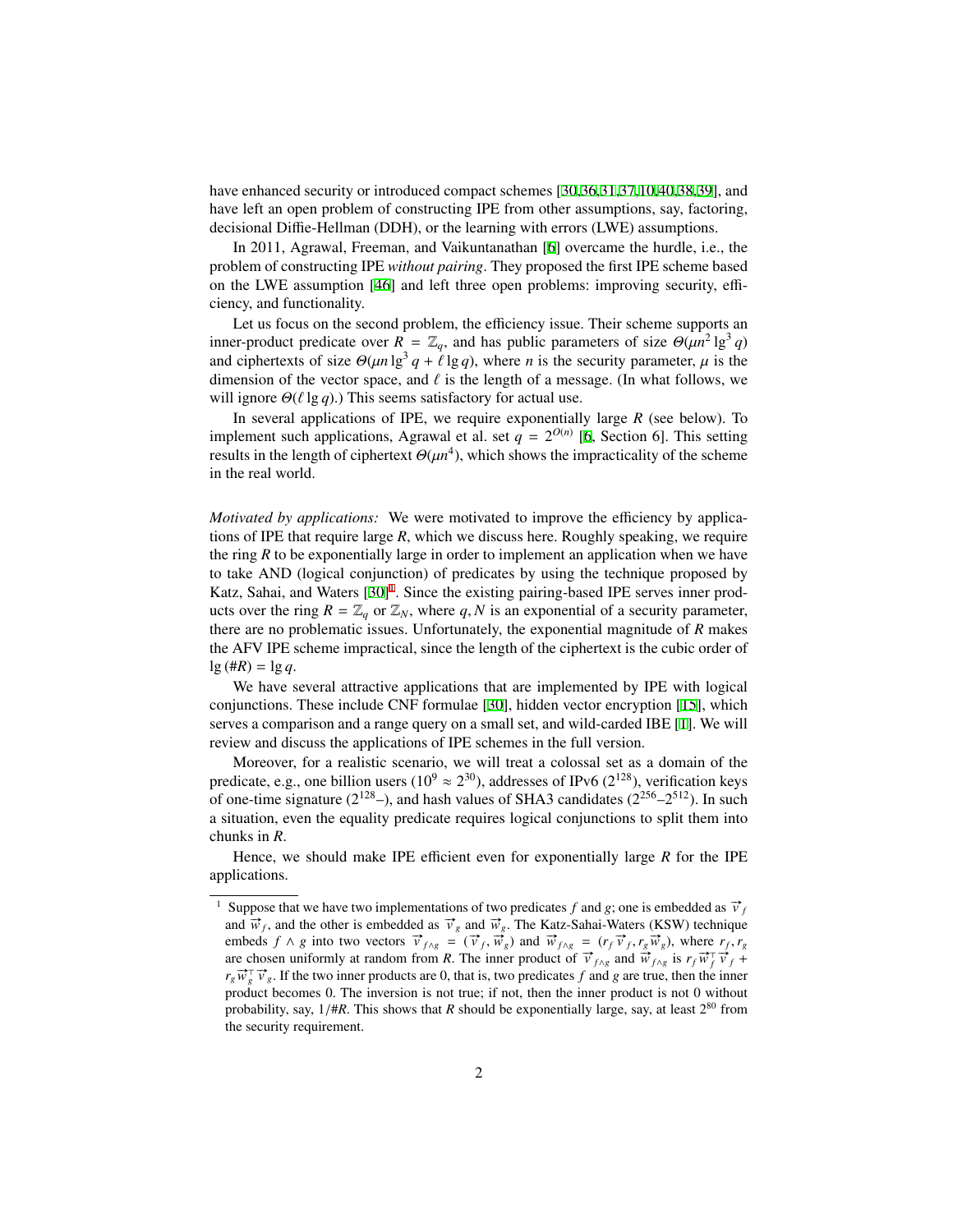have enhanced security or introduced compact schemes [30,36,31,37,10,40,38,39], and have left an open problem of constructing IPE from other assumptions, say, factoring, decisional Diffie-Hellman (DDH), or the learning with errors (LWE) assumptions.

In 2011, Agrawal, Freeman, and Vaikuntanathan [6] overcame the hurdle, i.e., the problem of constructing IPE *without pairing*. They proposed the first IPE scheme based on the LWE assumption [46] and left three open problems: improving security, efficiency, and functionality.

Let us focus on the second problem, the efficiency issue. Their scheme supports an inner-product predicate over $R = \mathbb{Z}_q$, and has public parameters of size $\Theta(\mu n^2 \lg^3 q)$ and ciphertexts of size $\Theta(\mu n \lg^3 q + \ell \lg q)$, where $n$ is the security parameter, $\mu$ is the dimension of the vector space, and $\ell$ is the length of a message. (In what follows, we will ignore $\Theta(\ell \lg q)$.) This seems satisfactory for actual use.

In several applications of IPE, we require exponentially large $R$ (see below). To implement such applications, Agrawal et al. set $q = 2^{O(n)}$ [6, Section 6]. This setting results in the length of ciphertext $\Theta(\mu n^4)$, which shows the impracticality of the scheme in the real world.

*Motivated by applications:* We were motivated to improve the efficiency by applications of IPE that require large $R$, which we discuss here. Roughly speaking, we require the ring $R$ to be exponentially large in order to implement an application when we have to take AND (logical conjunction) of predicates by using the technique proposed by Katz, Sahai, and Waters [30][1]. Since the existing pairing-based IPE serves inner products over the ring $R = \mathbb{Z}_q$ or $\mathbb{Z}_N$, where $q, N$ is an exponential of a security parameter, there are no problematic issues. Unfortunately, the exponential magnitude of $R$ makes the AFV IPE scheme impractical, since the length of the ciphertext is the cubic order of $\lg(\#R) = \lg q$.

We have several attractive applications that are implemented by IPE with logical conjunctions. These include CNF formulae [30], hidden vector encryption [15], which serves a comparison and a range query on a small set, and wild-carded IBE [1]. We will review and discuss the applications of IPE schemes in the full version.

Moreover, for a realistic scenario, we will treat a colossal set as a domain of the predicate, e.g., one billion users ($10^9 \approx 2^{30}$), addresses of IPv6 ($2^{128}$), verification keys of one-time signature ($2^{128}$–), and hash values of SHA3 candidates ($2^{256}$–$2^{512}$). In such a situation, even the equality predicate requires logical conjunctions to split them into chunks in $R$.

Hence, we should make IPE efficient even for exponentially large $R$ for the IPE applications.

---

[1] Suppose that we have two implementations of two predicates $f$ and $g$; one is embedded as $\vec{v}_f$ and $\vec{w}_f$, and the other is embedded as $\vec{v}_g$ and $\vec{w}_g$. The Katz-Sahai-Waters (KSW) technique embeds $f \wedge g$ into two vectors $\vec{v}_{f \wedge g} = (\vec{v}_f, \vec{w}_g)$ and $\vec{w}_{f \wedge g} = (r_f \vec{v}_f, r_g \vec{w}_g)$, where $r_f, r_g$ are chosen uniformly at random from $R$. The inner product of $\vec{v}_{f \wedge g}$ and $\vec{w}_{f \wedge g}$ is $r_f \vec{w}_f^\top \vec{v}_f + r_g \vec{w}_g^\top \vec{v}_g$. If the two inner products are 0, that is, two predicates $f$ and $g$ are true, then the inner product becomes 0. The inversion is not true; if not, then the inner product is not 0 without probability, say, $1/\#R$. This shows that $R$ should be exponentially large, say, at least $2^{80}$ from the security requirement.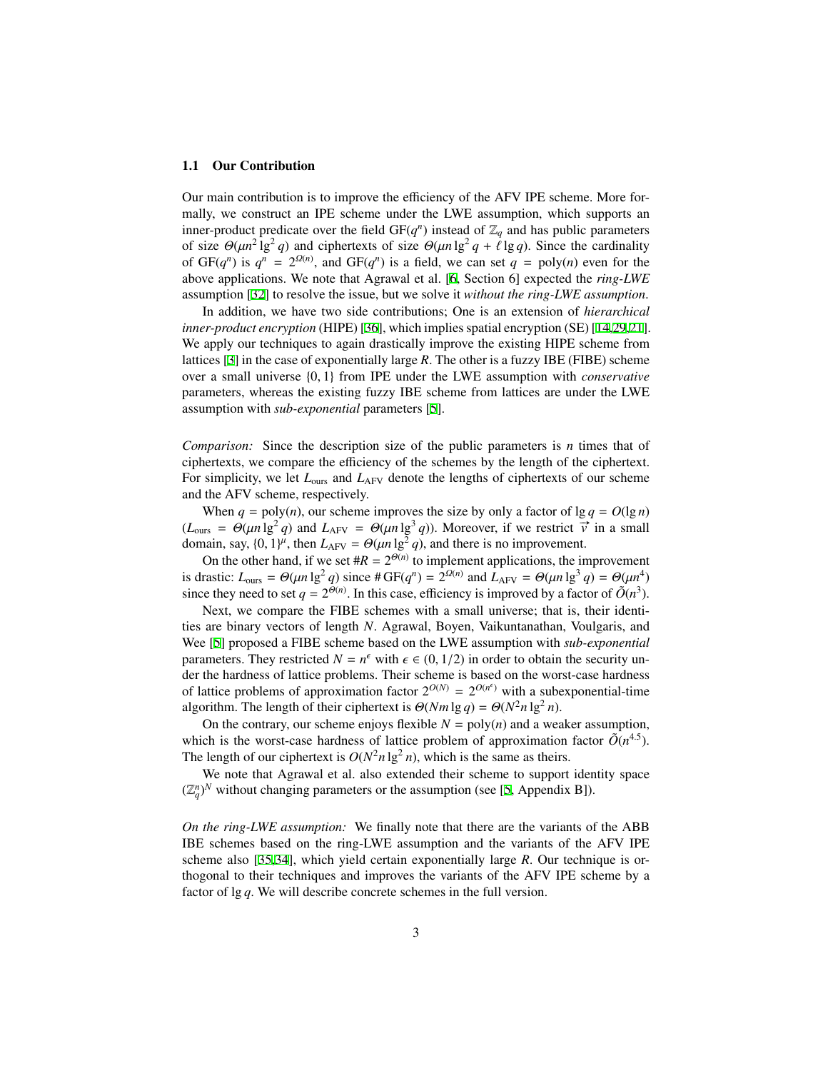### 1.1 Our Contribution

Our main contribution is to improve the efficiency of the AFV IPE scheme. More formally, we construct an IPE scheme under the LWE assumption, which supports an inner-product predicate over the field $\mathrm{GF}(q^n)$ instead of $\mathbb{Z}_q$ and has public parameters of size $\Theta(\mu n^2 \lg^2 q)$ and ciphertexts of size $\Theta(\mu n \lg^2 q + \ell \lg q)$. Since the cardinality of $\mathrm{GF}(q^n)$ is $q^n = 2^{\Omega(n)}$, and $\mathrm{GF}(q^n)$ is a field, we can set $q = \mathrm{poly}(n)$ even for the above applications. We note that Agrawal et al. [6, Section 6] expected the *ring-LWE* assumption [32] to resolve the issue, but we solve it *without the ring-LWE assumption*.

In addition, we have two side contributions; One is an extension of *hierarchical inner-product encryption* (HIPE) [36], which implies spatial encryption (SE) [14,29,21]. We apply our techniques to again drastically improve the existing HIPE scheme from lattices [3] in the case of exponentially large $R$. The other is a fuzzy IBE (FIBE) scheme over a small universe $\{0, 1\}$ from IPE under the LWE assumption with *conservative* parameters, whereas the existing fuzzy IBE scheme from lattices are under the LWE assumption with *sub-exponential* parameters [5].

*Comparison:* Since the description size of the public parameters is $n$ times that of ciphertexts, we compare the efficiency of the schemes by the length of the ciphertext. For simplicity, we let $L_{\mathrm{ours}}$ and $L_{\mathrm{AFV}}$ denote the lengths of ciphertexts of our scheme and the AFV scheme, respectively.

When $q = \mathrm{poly}(n)$, our scheme improves the size by only a factor of $\lg q = O(\lg n)$ ($L_{\mathrm{ours}} = \Theta(\mu n \lg^2 q)$ and $L_{\mathrm{AFV}} = \Theta(\mu n \lg^3 q)$). Moreover, if we restrict $\vec{v}$ in a small domain, say, $\{0, 1\}^\mu$, then $L_{\mathrm{AFV}} = \Theta(\mu n \lg^2 q)$, and there is no improvement.

On the other hand, if we set $\#R = 2^{\Theta(n)}$ to implement applications, the improvement is drastic: $L_{\mathrm{ours}} = \Theta(\mu n \lg^2 q)$ since $\#\,\mathrm{GF}(q^n) = 2^{\Omega(n)}$ and $L_{\mathrm{AFV}} = \Theta(\mu n \lg^3 q) = \Theta(\mu n^4)$ since they need to set $q = 2^{\Theta(n)}$. In this case, efficiency is improved by a factor of $\tilde{O}(n^3)$.

Next, we compare the FIBE schemes with a small universe; that is, their identities are binary vectors of length $N$. Agrawal, Boyen, Vaikuntanathan, Voulgaris, and Wee [5] proposed a FIBE scheme based on the LWE assumption with *sub-exponential* parameters. They restricted $N = n^\epsilon$ with $\epsilon \in (0, 1/2)$ in order to obtain the security under the hardness of lattice problems. Their scheme is based on the worst-case hardness of lattice problems of approximation factor $2^{O(N)} = 2^{O(n^\epsilon)}$ with a subexponential-time algorithm. The length of their ciphertext is $\Theta(Nm \lg q) = \Theta(N^2 n \lg^2 n)$.

On the contrary, our scheme enjoys flexible $N = \mathrm{poly}(n)$ and a weaker assumption, which is the worst-case hardness of lattice problem of approximation factor $\tilde{O}(n^{4.5})$. The length of our ciphertext is $O(N^2 n \lg^2 n)$, which is the same as theirs.

We note that Agrawal et al. also extended their scheme to support identity space $(\mathbb{Z}_q^n)^N$ without changing parameters or the assumption (see [5, Appendix B]).

*On the ring-LWE assumption:* We finally note that there are the variants of the ABB IBE schemes based on the ring-LWE assumption and the variants of the AFV IPE scheme also [35,34], which yield certain exponentially large $R$. Our technique is orthogonal to their techniques and improves the variants of the AFV IPE scheme by a factor of $\lg q$. We will describe concrete schemes in the full version.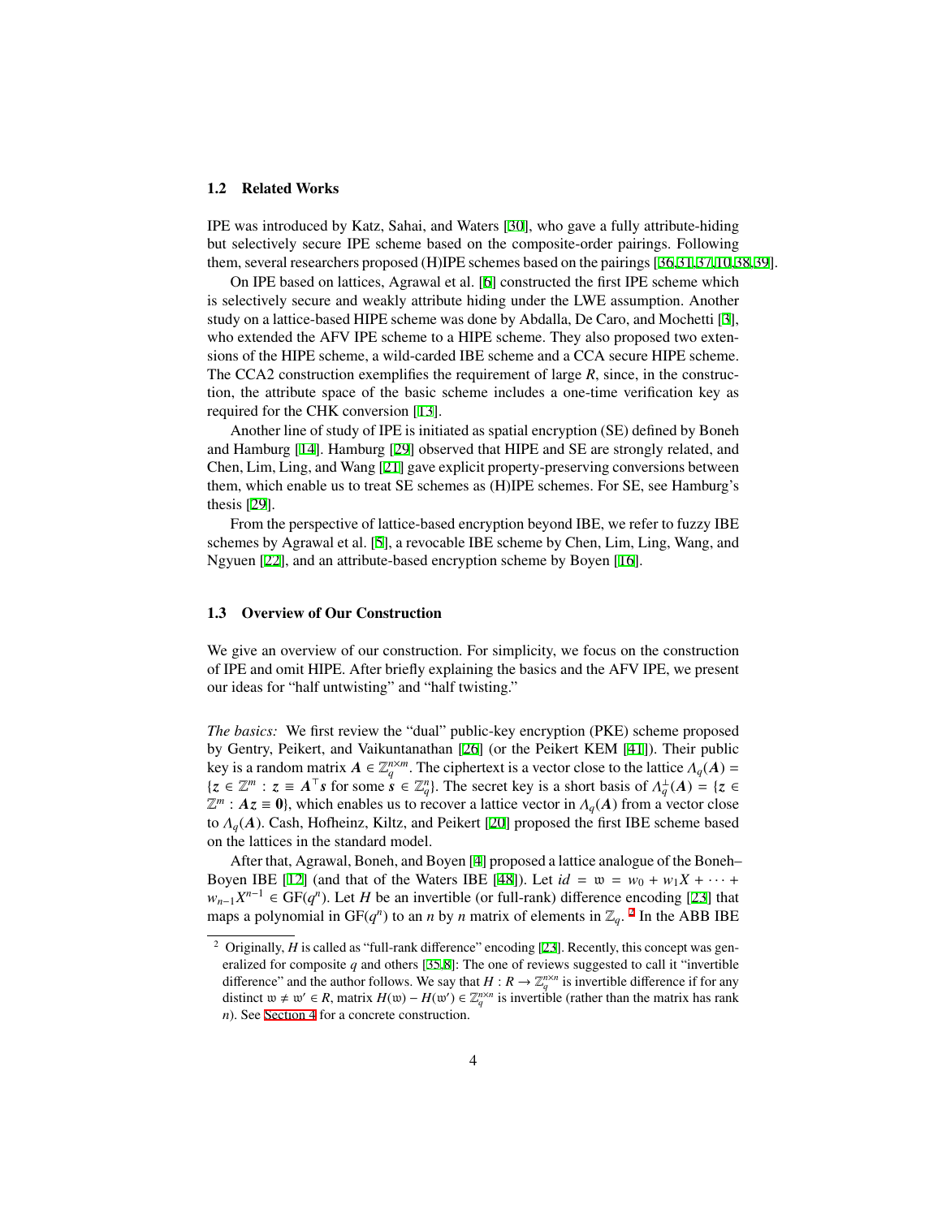### 1.2 Related Works

IPE was introduced by Katz, Sahai, and Waters [30], who gave a fully attribute-hiding but selectively secure IPE scheme based on the composite-order pairings. Following them, several researchers proposed (H)IPE schemes based on the pairings [36,31,37,10,38,39].

On IPE based on lattices, Agrawal et al. [6] constructed the first IPE scheme which is selectively secure and weakly attribute hiding under the LWE assumption. Another study on a lattice-based HIPE scheme was done by Abdalla, De Caro, and Mochetti [3], who extended the AFV IPE scheme to a HIPE scheme. They also proposed two extensions of the HIPE scheme, a wild-carded IBE scheme and a CCA secure HIPE scheme. The CCA2 construction exemplifies the requirement of large $R$, since, in the construction, the attribute space of the basic scheme includes a one-time verification key as required for the CHK conversion [13].

Another line of study of IPE is initiated as spatial encryption (SE) defined by Boneh and Hamburg [14]. Hamburg [29] observed that HIPE and SE are strongly related, and Chen, Lim, Ling, and Wang [21] gave explicit property-preserving conversions between them, which enable us to treat SE schemes as (H)IPE schemes. For SE, see Hamburg's thesis [29].

From the perspective of lattice-based encryption beyond IBE, we refer to fuzzy IBE schemes by Agrawal et al. [5], a revocable IBE scheme by Chen, Lim, Ling, Wang, and Ngyuen [22], and an attribute-based encryption scheme by Boyen [16].

### 1.3 Overview of Our Construction

We give an overview of our construction. For simplicity, we focus on the construction of IPE and omit HIPE. After briefly explaining the basics and the AFV IPE, we present our ideas for "half untwisting" and "half twisting."

*The basics:* We first review the "dual" public-key encryption (PKE) scheme proposed by Gentry, Peikert, and Vaikuntanathan [26] (or the Peikert KEM [41]). Their public key is a random matrix $\boldsymbol{A} \in \mathbb{Z}_q^{n \times m}$. The ciphertext is a vector close to the lattice $\Lambda_q(\boldsymbol{A}) = \{\boldsymbol{z} \in \mathbb{Z}^m : \boldsymbol{z} \equiv \boldsymbol{A}^\top \boldsymbol{s} \text{ for some } \boldsymbol{s} \in \mathbb{Z}_q^n\}$. The secret key is a short basis of $\Lambda_q^\perp(\boldsymbol{A}) = \{\boldsymbol{z} \in \mathbb{Z}^m : \boldsymbol{A}\boldsymbol{z} \equiv \boldsymbol{0}\}$, which enables us to recover a lattice vector in $\Lambda_q(\boldsymbol{A})$ from a vector close to $\Lambda_q(\boldsymbol{A})$. Cash, Hofheinz, Kiltz, and Peikert [20] proposed the first IBE scheme based on the lattices in the standard model.

After that, Agrawal, Boneh, and Boyen [4] proposed a lattice analogue of the Boneh–Boyen IBE [12] (and that of the Waters IBE [48]). Let $id = \mathfrak{w} = w_0 + w_1 X + \cdots + w_{n-1} X^{n-1} \in \mathrm{GF}(q^n)$. Let $H$ be an invertible (or full-rank) difference encoding [23] that maps a polynomial in $\mathrm{GF}(q^n)$ to an $n$ by $n$ matrix of elements in $\mathbb{Z}_q$. [2] In the ABB IBE

[2] Originally, $H$ is called as "full-rank difference" encoding [23]. Recently, this concept was generalized for composite $q$ and others [35,8]: The one of reviews suggested to call it "invertible difference" and the author follows. We say that $H : R \to \mathbb{Z}_q^{n \times n}$ is invertible difference if for any distinct $\mathfrak{w} \neq \mathfrak{w}' \in R$, matrix $H(\mathfrak{w}) - H(\mathfrak{w}') \in \mathbb{Z}_q^{n \times n}$ is invertible (rather than the matrix has rank $n$). See Section 4 for a concrete construction.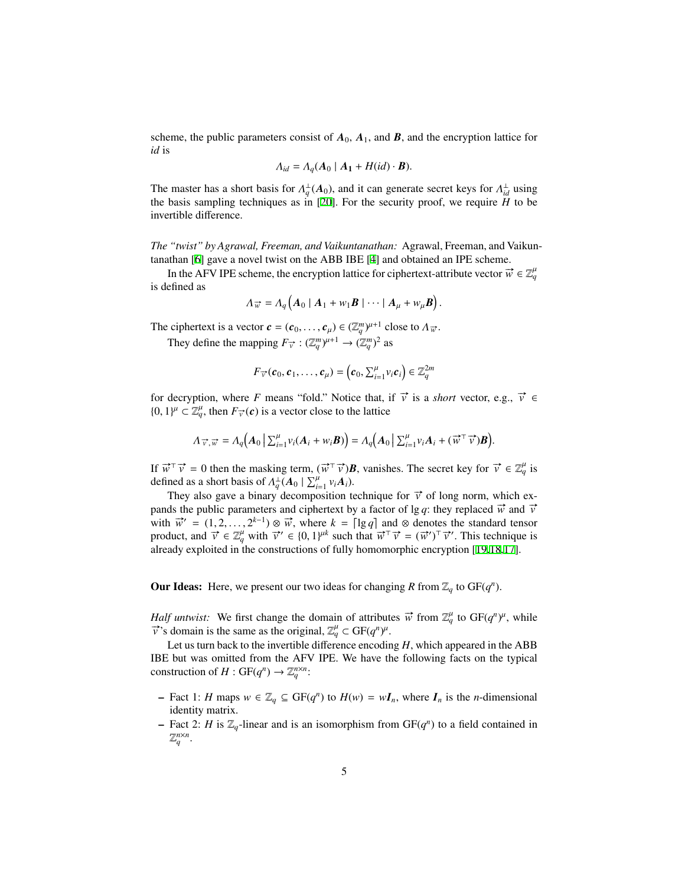scheme, the public parameters consist of $\boldsymbol{A}_0$, $\boldsymbol{A}_1$, and $\boldsymbol{B}$, and the encryption lattice for $id$ is

$$\Lambda_{id} = \Lambda_q(\boldsymbol{A}_0 \mid \boldsymbol{A_1} + H(id) \cdot \boldsymbol{B}).$$

The master has a short basis for $\Lambda_q^{\perp}(\boldsymbol{A}_0)$, and it can generate secret keys for $\Lambda_{id}^{\perp}$ using the basis sampling techniques as in [20]. For the security proof, we require $H$ to be invertible difference.

*The "twist" by Agrawal, Freeman, and Vaikuntanathan:* Agrawal, Freeman, and Vaikuntanathan [6] gave a novel twist on the ABB IBE [4] and obtained an IPE scheme.

In the AFV IPE scheme, the encryption lattice for ciphertext-attribute vector $\vec{w} \in \mathbb{Z}_q^{\mu}$ is defined as

$$\Lambda_{\vec{w}} = \Lambda_q\left(\boldsymbol{A}_0 \mid \boldsymbol{A}_1 + w_1\boldsymbol{B} \mid \cdots \mid \boldsymbol{A}_\mu + w_\mu\boldsymbol{B}\right).$$

The ciphertext is a vector $\boldsymbol{c} = (\boldsymbol{c}_0, \ldots, \boldsymbol{c}_\mu) \in (\mathbb{Z}_q^m)^{\mu+1}$ close to $\Lambda_{\vec{w}}$.

They define the mapping $F_{\vec{v}} : (\mathbb{Z}_q^m)^{\mu+1} \to (\mathbb{Z}_q^m)^2$ as

$$F_{\vec{v}}(\boldsymbol{c}_0, \boldsymbol{c}_1, \ldots, \boldsymbol{c}_\mu) = \left(\boldsymbol{c}_0, \textstyle\sum_{i=1}^{\mu} v_i\boldsymbol{c}_i\right) \in \mathbb{Z}_q^{2m}$$

for decryption, where $F$ means "fold." Notice that, if $\vec{v}$ is a *short* vector, e.g., $\vec{v} \in \{0,1\}^\mu \subset \mathbb{Z}_q^\mu$, then $F_{\vec{v}}(\boldsymbol{c})$ is a vector close to the lattice

$$\Lambda_{\vec{v},\vec{w}} = \Lambda_q\Big(\boldsymbol{A}_0 \,\Big|\, \textstyle\sum_{i=1}^{\mu} v_i(\boldsymbol{A}_i + w_i\boldsymbol{B})\Big) = \Lambda_q\Big(\boldsymbol{A}_0 \,\Big|\, \textstyle\sum_{i=1}^{\mu} v_i\boldsymbol{A}_i + (\vec{w}^\top\vec{v})\boldsymbol{B}\Big).$$

If $\vec{w}^\top\vec{v} = 0$ then the masking term, $(\vec{w}^\top\vec{v})\boldsymbol{B}$, vanishes. The secret key for $\vec{v} \in \mathbb{Z}_q^\mu$ is defined as a short basis of $\Lambda_q^{\perp}(\boldsymbol{A}_0 \mid \sum_{i=1}^{\mu} v_i\boldsymbol{A}_i)$.

They also gave a binary decomposition technique for $\vec{v}$ of long norm, which expands the public parameters and ciphertext by a factor of $\lg q$: they replaced $\vec{w}$ and $\vec{v}$ with $\vec{w}' = (1, 2, \ldots, 2^{k-1}) \otimes \vec{w}$, where $k = \lceil \lg q \rceil$ and $\otimes$ denotes the standard tensor product, and $\vec{v} \in \mathbb{Z}_q^\mu$ with $\vec{v}' \in \{0,1\}^{\mu k}$ such that $\vec{w}^\top\vec{v} = (\vec{w}')^\top\vec{v}'$. This technique is already exploited in the constructions of fully homomorphic encryption [19,18,17].

**Our Ideas:** Here, we present our two ideas for changing $R$ from $\mathbb{Z}_q$ to $\mathrm{GF}(q^n)$.

*Half untwist:* We first change the domain of attributes $\vec{w}$ from $\mathbb{Z}_q^\mu$ to $\mathrm{GF}(q^n)^\mu$, while $\vec{v}$'s domain is the same as the original, $\mathbb{Z}_q^\mu \subset \mathrm{GF}(q^n)^\mu$.

Let us turn back to the invertible difference encoding $H$, which appeared in the ABB IBE but was omitted from the AFV IPE. We have the following facts on the typical construction of $H : \mathrm{GF}(q^n) \to \mathbb{Z}_q^{n \times n}$:

- Fact 1: $H$ maps $w \in \mathbb{Z}_q \subseteq \mathrm{GF}(q^n)$ to $H(w) = w\boldsymbol{I}_n$, where $\boldsymbol{I}_n$ is the $n$-dimensional identity matrix.
- Fact 2: $H$ is $\mathbb{Z}_q$-linear and is an isomorphism from $\mathrm{GF}(q^n)$ to a field contained in $\mathbb{Z}_q^{n \times n}$.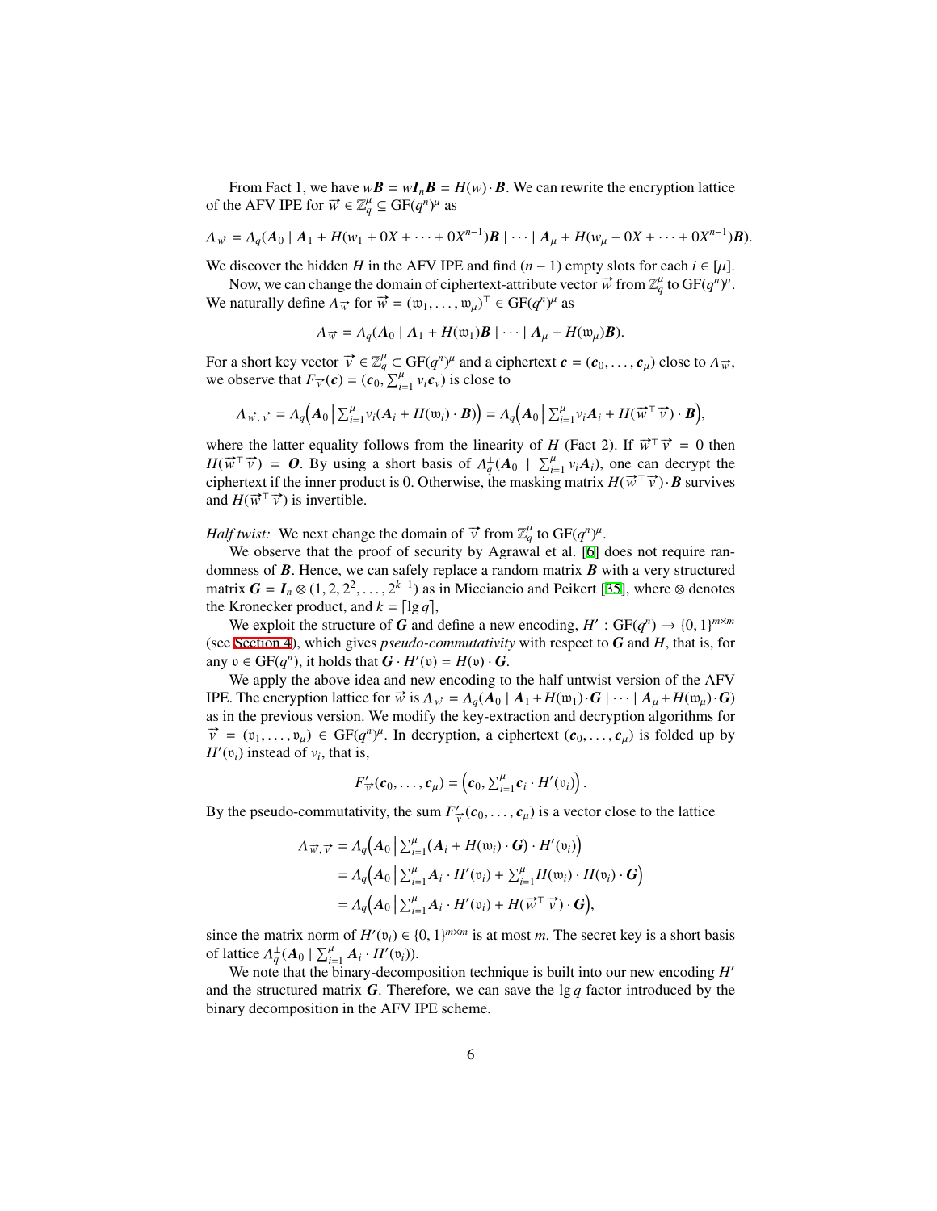From Fact 1, we have $w\boldsymbol{B} = w\boldsymbol{I}_n\boldsymbol{B} = H(w) \cdot \boldsymbol{B}$. We can rewrite the encryption lattice of the AFV IPE for $\vec{w} \in \mathbb{Z}_q^\mu \subseteq \mathrm{GF}(q^n)^\mu$ as

$$\Lambda_{\vec{w}} = \Lambda_q(\boldsymbol{A}_0 \mid \boldsymbol{A}_1 + H(w_1 + 0X + \cdots + 0X^{n-1})\boldsymbol{B} \mid \cdots \mid \boldsymbol{A}_\mu + H(w_\mu + 0X + \cdots + 0X^{n-1})\boldsymbol{B}).$$

We discover the hidden $H$ in the AFV IPE and find $(n-1)$ empty slots for each $i \in [\mu]$.

Now, we can change the domain of ciphertext-attribute vector $\vec{w}$ from $\mathbb{Z}_q^\mu$ to $\mathrm{GF}(q^n)^\mu$. We naturally define $\Lambda_{\vec{w}}$ for $\vec{w} = (\mathfrak{w}_1, \ldots, \mathfrak{w}_\mu)^\top \in \mathrm{GF}(q^n)^\mu$ as

$$\Lambda_{\vec{w}} = \Lambda_q(\boldsymbol{A}_0 \mid \boldsymbol{A}_1 + H(\mathfrak{w}_1)\boldsymbol{B} \mid \cdots \mid \boldsymbol{A}_\mu + H(\mathfrak{w}_\mu)\boldsymbol{B}).$$

For a short key vector $\vec{v} \in \mathbb{Z}_q^\mu \subset \mathrm{GF}(q^n)^\mu$ and a ciphertext $\boldsymbol{c} = (\boldsymbol{c}_0, \ldots, \boldsymbol{c}_\mu)$ close to $\Lambda_{\vec{w}}$, we observe that $F_{\vec{v}}(\boldsymbol{c}) = (\boldsymbol{c}_0, \sum_{i=1}^{\mu} v_i \boldsymbol{c}_v)$ is close to

$$\Lambda_{\vec{w},\vec{v}} = \Lambda_q\Big(\boldsymbol{A}_0 \,\Big|\, \textstyle\sum_{i=1}^{\mu} v_i(\boldsymbol{A}_i + H(\mathfrak{w}_i) \cdot \boldsymbol{B})\Big) = \Lambda_q\Big(\boldsymbol{A}_0 \,\Big|\, \textstyle\sum_{i=1}^{\mu} v_i \boldsymbol{A}_i + H(\vec{w}^\top \vec{v}) \cdot \boldsymbol{B}\Big),$$

where the latter equality follows from the linearity of $H$ (Fact 2). If $\vec{w}^\top \vec{v} = 0$ then $H(\vec{w}^\top \vec{v}) = \boldsymbol{O}$. By using a short basis of $\Lambda_q^\perp(\boldsymbol{A}_0 \mid \sum_{i=1}^{\mu} v_i \boldsymbol{A}_i)$, one can decrypt the ciphertext if the inner product is 0. Otherwise, the masking matrix $H(\vec{w}^\top \vec{v}) \cdot \boldsymbol{B}$ survives and $H(\vec{w}^\top \vec{v})$ is invertible.

*Half twist:* We next change the domain of $\vec{v}$ from $\mathbb{Z}_q^\mu$ to $\mathrm{GF}(q^n)^\mu$.

We observe that the proof of security by Agrawal et al. [6] does not require randomness of $\boldsymbol{B}$. Hence, we can safely replace a random matrix $\boldsymbol{B}$ with a very structured matrix $\boldsymbol{G} = \boldsymbol{I}_n \otimes (1, 2, 2^2, \ldots, 2^{k-1})$ as in Micciancio and Peikert [35], where $\otimes$ denotes the Kronecker product, and $k = \lceil \lg q \rceil$,

We exploit the structure of $\boldsymbol{G}$ and define a new encoding, $H' : \mathrm{GF}(q^n) \to \{0,1\}^{m \times m}$ (see Section 4), which gives *pseudo-commutativity* with respect to $\boldsymbol{G}$ and $H$, that is, for any $\mathfrak{v} \in \mathrm{GF}(q^n)$, it holds that $\boldsymbol{G} \cdot H'(\mathfrak{v}) = H(\mathfrak{v}) \cdot \boldsymbol{G}$.

We apply the above idea and new encoding to the half untwist version of the AFV IPE. The encryption lattice for $\vec{w}$ is $\Lambda_{\vec{w}} = \Lambda_q(\boldsymbol{A}_0 \mid \boldsymbol{A}_1 + H(\mathfrak{w}_1) \cdot \boldsymbol{G} \mid \cdots \mid \boldsymbol{A}_\mu + H(\mathfrak{w}_\mu) \cdot \boldsymbol{G})$ as in the previous version. We modify the key-extraction and decryption algorithms for $\vec{v} = (\mathfrak{v}_1, \ldots, \mathfrak{v}_\mu) \in \mathrm{GF}(q^n)^\mu$. In decryption, a ciphertext $(\boldsymbol{c}_0, \ldots, \boldsymbol{c}_\mu)$ is folded up by $H'(\mathfrak{v}_i)$ instead of $v_i$, that is,

$$F'_{\vec{v}}(\boldsymbol{c}_0, \ldots, \boldsymbol{c}_\mu) = \left(\boldsymbol{c}_0, \textstyle\sum_{i=1}^{\mu} \boldsymbol{c}_i \cdot H'(\mathfrak{v}_i)\right).$$

By the pseudo-commutativity, the sum $F'_{\vec{v}}(\boldsymbol{c}_0, \ldots, \boldsymbol{c}_\mu)$ is a vector close to the lattice

$$\begin{aligned}
\Lambda_{\vec{w},\vec{v}} &= \Lambda_q\Big(\boldsymbol{A}_0 \,\Big|\, \textstyle\sum_{i=1}^{\mu} (\boldsymbol{A}_i + H(\mathfrak{w}_i) \cdot \boldsymbol{G}) \cdot H'(\mathfrak{v}_i)\Big) \\
&= \Lambda_q\Big(\boldsymbol{A}_0 \,\Big|\, \textstyle\sum_{i=1}^{\mu} \boldsymbol{A}_i \cdot H'(\mathfrak{v}_i) + \sum_{i=1}^{\mu} H(\mathfrak{w}_i) \cdot H(\mathfrak{v}_i) \cdot \boldsymbol{G}\Big) \\
&= \Lambda_q\Big(\boldsymbol{A}_0 \,\Big|\, \textstyle\sum_{i=1}^{\mu} \boldsymbol{A}_i \cdot H'(\mathfrak{v}_i) + H(\vec{w}^\top \vec{v}) \cdot \boldsymbol{G}\Big),
\end{aligned}$$

since the matrix norm of $H'(\mathfrak{v}_i) \in \{0,1\}^{m \times m}$ is at most $m$. The secret key is a short basis of lattice $\Lambda_q^\perp(\boldsymbol{A}_0 \mid \sum_{i=1}^{\mu} \boldsymbol{A}_i \cdot H'(\mathfrak{v}_i))$.

We note that the binary-decomposition technique is built into our new encoding $H'$ and the structured matrix $\boldsymbol{G}$. Therefore, we can save the $\lg q$ factor introduced by the binary decomposition in the AFV IPE scheme.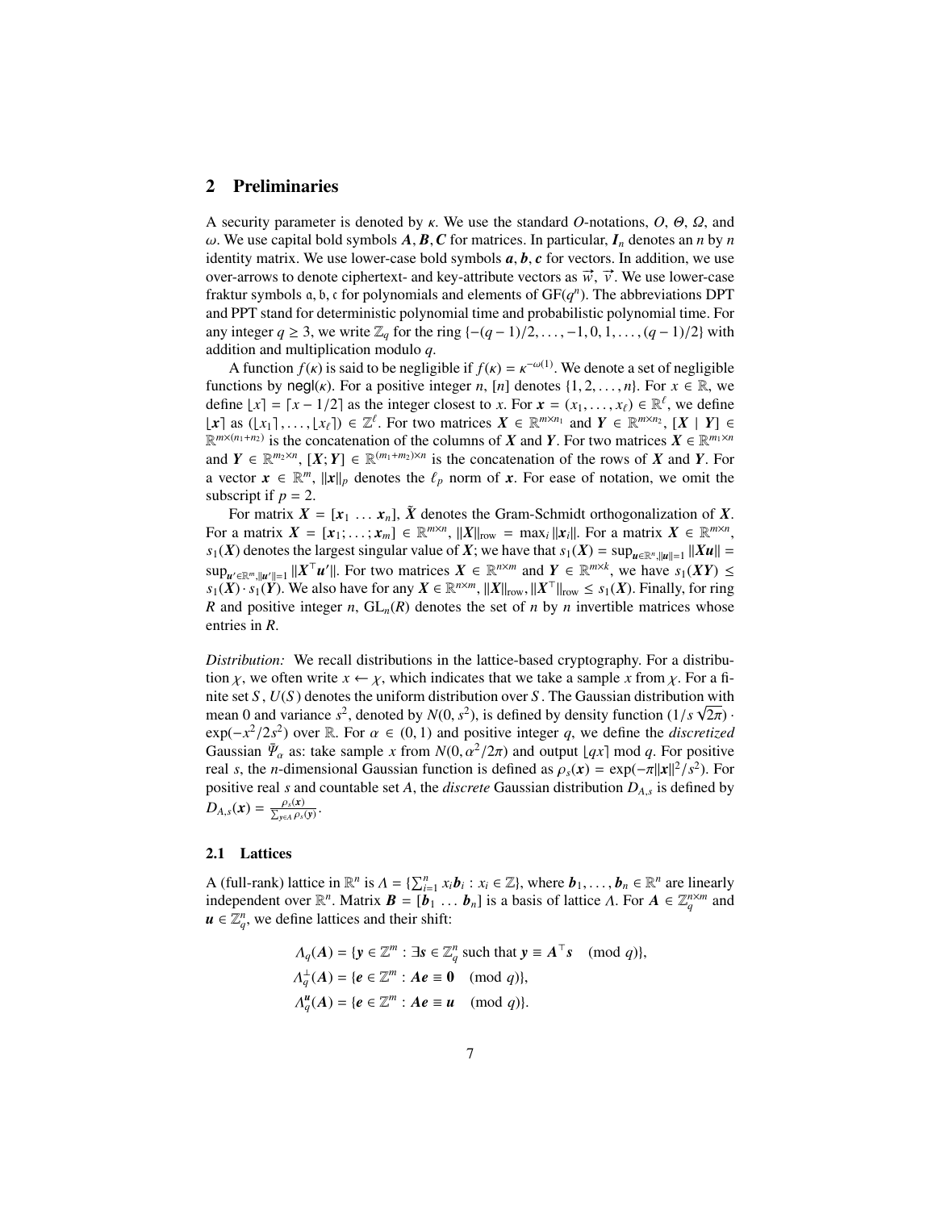## 2 Preliminaries

A security parameter is denoted by $\kappa$. We use the standard $O$-notations, $O$, $\Theta$, $\Omega$, and $\omega$. We use capital bold symbols $\boldsymbol{A}, \boldsymbol{B}, \boldsymbol{C}$ for matrices. In particular, $\boldsymbol{I}_n$ denotes an $n$ by $n$ identity matrix. We use lower-case bold symbols $\boldsymbol{a}, \boldsymbol{b}, \boldsymbol{c}$ for vectors. In addition, we use over-arrows to denote ciphertext- and key-attribute vectors as $\vec{w}$, $\vec{v}$. We use lower-case fraktur symbols $\mathfrak{a}, \mathfrak{b}, \mathfrak{c}$ for polynomials and elements of $\mathrm{GF}(q^n)$. The abbreviations DPT and PPT stand for deterministic polynomial time and probabilistic polynomial time. For any integer $q \geq 3$, we write $\mathbb{Z}_q$ for the ring $\{-(q-1)/2, \ldots, -1, 0, 1, \ldots, (q-1)/2\}$ with addition and multiplication modulo $q$.

A function $f(\kappa)$ is said to be negligible if $f(\kappa) = \kappa^{-\omega(1)}$. We denote a set of negligible functions by $\mathsf{negl}(\kappa)$. For a positive integer $n$, $[n]$ denotes $\{1, 2, \ldots, n\}$. For $x \in \mathbb{R}$, we define $\lfloor x \rceil = \lceil x - 1/2 \rceil$ as the integer closest to $x$. For $\boldsymbol{x} = (x_1, \ldots, x_\ell) \in \mathbb{R}^\ell$, we define $\lfloor \boldsymbol{x} \rceil$ as $(\lfloor x_1 \rceil, \ldots, \lfloor x_\ell \rceil) \in \mathbb{Z}^\ell$. For two matrices $\boldsymbol{X} \in \mathbb{R}^{m \times n_1}$ and $\boldsymbol{Y} \in \mathbb{R}^{m \times n_2}$, $[\boldsymbol{X} \mid \boldsymbol{Y}] \in \mathbb{R}^{m \times (n_1+n_2)}$ is the concatenation of the columns of $\boldsymbol{X}$ and $\boldsymbol{Y}$. For two matrices $\boldsymbol{X} \in \mathbb{R}^{m_1 \times n}$ and $\boldsymbol{Y} \in \mathbb{R}^{m_2 \times n}$, $[\boldsymbol{X}; \boldsymbol{Y}] \in \mathbb{R}^{(m_1+m_2) \times n}$ is the concatenation of the rows of $\boldsymbol{X}$ and $\boldsymbol{Y}$. For a vector $\boldsymbol{x} \in \mathbb{R}^m$, $\|\boldsymbol{x}\|_p$ denotes the $\ell_p$ norm of $\boldsymbol{x}$. For ease of notation, we omit the subscript if $p = 2$.

For matrix $\boldsymbol{X} = [\boldsymbol{x}_1 \ldots \boldsymbol{x}_n]$, $\tilde{\boldsymbol{X}}$ denotes the Gram-Schmidt orthogonalization of $\boldsymbol{X}$. For a matrix $\boldsymbol{X} = [\boldsymbol{x}_1; \ldots; \boldsymbol{x}_m] \in \mathbb{R}^{m \times n}$, $\|\boldsymbol{X}\|_{\mathrm{row}} = \max_i \|\boldsymbol{x}_i\|$. For a matrix $\boldsymbol{X} \in \mathbb{R}^{m \times n}$, $s_1(\boldsymbol{X})$ denotes the largest singular value of $\boldsymbol{X}$; we have that $s_1(\boldsymbol{X}) = \sup_{\boldsymbol{u} \in \mathbb{R}^n, \|\boldsymbol{u}\|=1} \|\boldsymbol{X}\boldsymbol{u}\| = \sup_{\boldsymbol{u}' \in \mathbb{R}^m, \|\boldsymbol{u}'\|=1} \|\boldsymbol{X}^\top \boldsymbol{u}'\|$. For two matrices $\boldsymbol{X} \in \mathbb{R}^{n \times m}$ and $\boldsymbol{Y} \in \mathbb{R}^{m \times k}$, we have $s_1(\boldsymbol{X}\boldsymbol{Y}) \leq s_1(\boldsymbol{X}) \cdot s_1(\boldsymbol{Y})$. We also have for any $\boldsymbol{X} \in \mathbb{R}^{n \times m}$, $\|\boldsymbol{X}\|_{\mathrm{row}}, \|\boldsymbol{X}^\top\|_{\mathrm{row}} \leq s_1(\boldsymbol{X})$. Finally, for ring $R$ and positive integer $n$, $\mathrm{GL}_n(R)$ denotes the set of $n$ by $n$ invertible matrices whose entries in $R$.

*Distribution:* We recall distributions in the lattice-based cryptography. For a distribution $\chi$, we often write $x \leftarrow \chi$, which indicates that we take a sample $x$ from $\chi$. For a finite set $S$, $U(S)$ denotes the uniform distribution over $S$. The Gaussian distribution with mean 0 and variance $s^2$, denoted by $N(0, s^2)$, is defined by density function $(1/s\sqrt{2\pi}) \cdot \exp(-x^2/2s^2)$ over $\mathbb{R}$. For $\alpha \in (0, 1)$ and positive integer $q$, we define the *discretized* Gaussian $\bar{\Psi}_\alpha$ as: take sample $x$ from $N(0, \alpha^2/2\pi)$ and output $\lfloor qx \rceil \bmod q$. For positive real $s$, the $n$-dimensional Gaussian function is defined as $\rho_s(\boldsymbol{x}) = \exp(-\pi\|\boldsymbol{x}\|^2/s^2)$. For positive real $s$ and countable set $A$, the *discrete* Gaussian distribution $D_{A,s}$ is defined by $D_{A,s}(\boldsymbol{x}) = \frac{\rho_s(\boldsymbol{x})}{\sum_{\boldsymbol{y} \in A} \rho_s(\boldsymbol{y})}$.

### 2.1 Lattices

A (full-rank) lattice in $\mathbb{R}^n$ is $\Lambda = \{\sum_{i=1}^n x_i \boldsymbol{b}_i : x_i \in \mathbb{Z}\}$, where $\boldsymbol{b}_1, \ldots, \boldsymbol{b}_n \in \mathbb{R}^n$ are linearly independent over $\mathbb{R}^n$. Matrix $\boldsymbol{B} = [\boldsymbol{b}_1 \ldots \boldsymbol{b}_n]$ is a basis of lattice $\Lambda$. For $\boldsymbol{A} \in \mathbb{Z}_q^{n \times m}$ and $\boldsymbol{u} \in \mathbb{Z}_q^n$, we define lattices and their shift:

$$
\begin{aligned}
\Lambda_q(\boldsymbol{A}) &= \{\boldsymbol{y} \in \mathbb{Z}^m : \exists \boldsymbol{s} \in \mathbb{Z}_q^n \text{ such that } \boldsymbol{y} \equiv \boldsymbol{A}^\top \boldsymbol{s} \pmod{q}\}, \\
\Lambda_q^\perp(\boldsymbol{A}) &= \{\boldsymbol{e} \in \mathbb{Z}^m : \boldsymbol{A}\boldsymbol{e} \equiv \boldsymbol{0} \pmod{q}\}, \\
\Lambda_q^{\boldsymbol{u}}(\boldsymbol{A}) &= \{\boldsymbol{e} \in \mathbb{Z}^m : \boldsymbol{A}\boldsymbol{e} \equiv \boldsymbol{u} \pmod{q}\}.
\end{aligned}
$$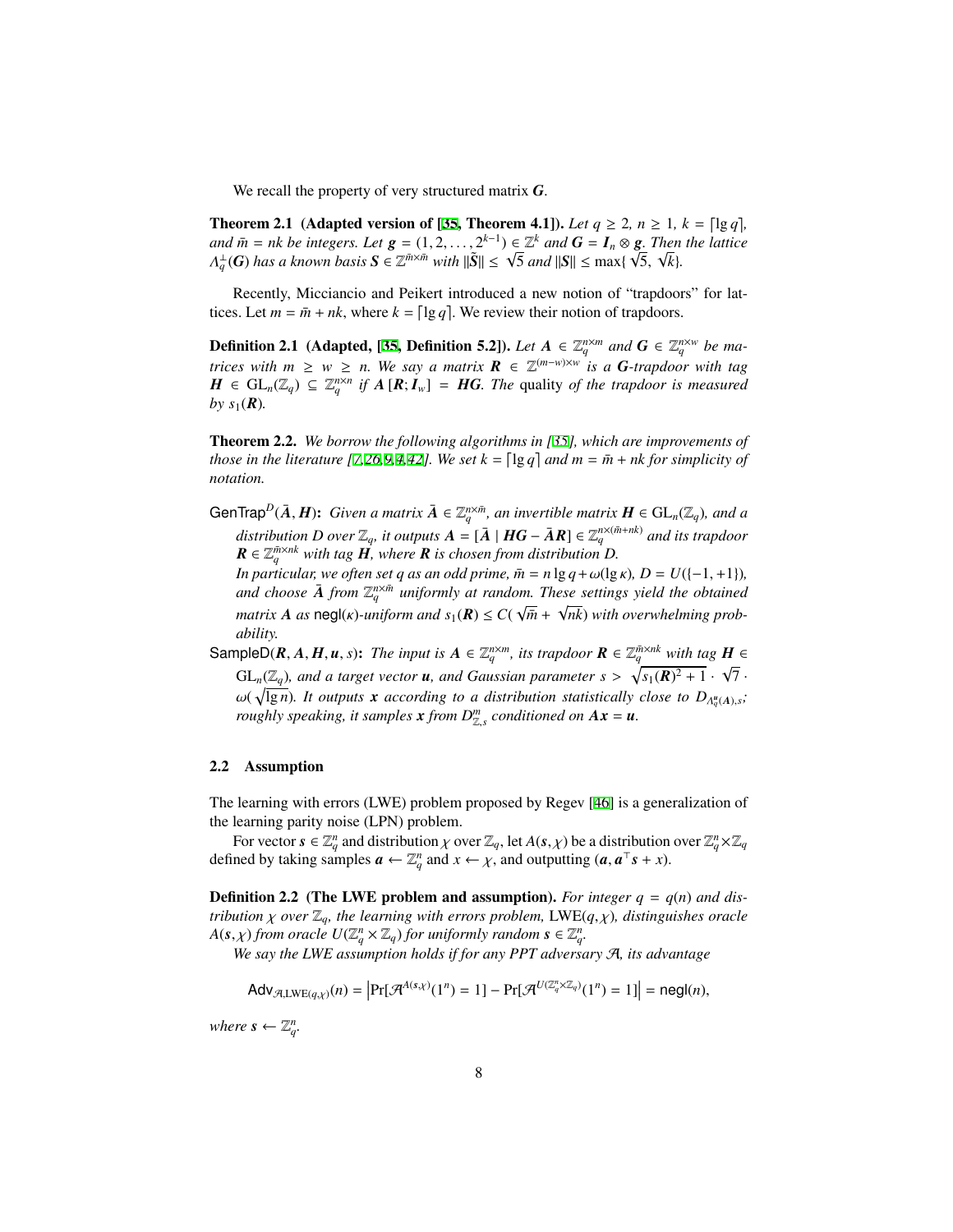We recall the property of very structured matrix $\boldsymbol{G}$.

**Theorem 2.1 (Adapted version of [35, Theorem 4.1]).** *Let $q \geq 2$, $n \geq 1$, $k = \lceil \lg q \rceil$, and $\bar{m} = nk$ be integers. Let $\boldsymbol{g} = (1, 2, \ldots, 2^{k-1}) \in \mathbb{Z}^k$ and $\boldsymbol{G} = \boldsymbol{I}_n \otimes \boldsymbol{g}$. Then the lattice $\Lambda_q^{\perp}(\boldsymbol{G})$ has a known basis $\boldsymbol{S} \in \mathbb{Z}^{\bar{m} \times \bar{m}}$ with $\|\tilde{\boldsymbol{S}}\| \leq \sqrt{5}$ and $\|\boldsymbol{S}\| \leq \max\{\sqrt{5}, \sqrt{k}\}$.*

Recently, Micciancio and Peikert introduced a new notion of "trapdoors" for lattices. Let $m = \bar{m} + nk$, where $k = \lceil \lg q \rceil$. We review their notion of trapdoors.

**Definition 2.1 (Adapted, [35, Definition 5.2]).** *Let $\boldsymbol{A} \in \mathbb{Z}_q^{n \times m}$ and $\boldsymbol{G} \in \mathbb{Z}_q^{n \times w}$ be matrices with $m \geq w \geq n$. We say a matrix $\boldsymbol{R} \in \mathbb{Z}^{(m-w) \times w}$ is a $\boldsymbol{G}$-trapdoor with tag $\boldsymbol{H} \in \mathrm{GL}_n(\mathbb{Z}_q) \subseteq \mathbb{Z}_q^{n \times n}$ if $\boldsymbol{A}\,[\boldsymbol{R}; \boldsymbol{I}_w] = \boldsymbol{H}\boldsymbol{G}$. The* quality *of the trapdoor is measured by $s_1(\boldsymbol{R})$.*

**Theorem 2.2.** *We borrow the following algorithms in [35], which are improvements of those in the literature [7,26,9,4,42]. We set $k = \lceil \lg q \rceil$ and $m = \bar{m} + nk$ for simplicity of notation.*

$\mathsf{GenTrap}^D(\bar{\boldsymbol{A}}, \boldsymbol{H})$: *Given a matrix $\bar{\boldsymbol{A}} \in \mathbb{Z}_q^{n \times \bar{m}}$, an invertible matrix $\boldsymbol{H} \in \mathrm{GL}_n(\mathbb{Z}_q)$, and a distribution $D$ over $\mathbb{Z}_q$, it outputs $\boldsymbol{A} = [\bar{\boldsymbol{A}} \mid \boldsymbol{H}\boldsymbol{G} - \bar{\boldsymbol{A}}\boldsymbol{R}] \in \mathbb{Z}_q^{n \times (\bar{m} + nk)}$ and its trapdoor $\boldsymbol{R} \in \mathbb{Z}_q^{\bar{m} \times nk}$ with tag $\boldsymbol{H}$, where $\boldsymbol{R}$ is chosen from distribution $D$.*
*In particular, we often set $q$ as an odd prime, $\bar{m} = n \lg q + \omega(\lg \kappa)$, $D = U(\{-1, +1\})$, and choose $\bar{\boldsymbol{A}}$ from $\mathbb{Z}_q^{n \times \bar{m}}$ uniformly at random. These settings yield the obtained matrix $\boldsymbol{A}$ as $\mathsf{negl}(\kappa)$-uniform and $s_1(\boldsymbol{R}) \leq C(\sqrt{\bar{m}} + \sqrt{nk})$ with overwhelming probability.*

$\mathsf{SampleD}(\boldsymbol{R}, \boldsymbol{A}, \boldsymbol{H}, \boldsymbol{u}, s)$: *The input is $\boldsymbol{A} \in \mathbb{Z}_q^{n \times m}$, its trapdoor $\boldsymbol{R} \in \mathbb{Z}_q^{\bar{m} \times nk}$ with tag $\boldsymbol{H} \in \mathrm{GL}_n(\mathbb{Z}_q)$, and a target vector $\boldsymbol{u}$, and Gaussian parameter $s > \sqrt{s_1(\boldsymbol{R})^2 + 1} \cdot \sqrt{7} \cdot \omega(\sqrt{\lg n})$. It outputs $\boldsymbol{x}$ according to a distribution statistically close to $D_{\Lambda_q^{\boldsymbol{u}}(\boldsymbol{A}), s}$; roughly speaking, it samples $\boldsymbol{x}$ from $D_{\mathbb{Z}, s}^m$ conditioned on $\boldsymbol{A}\boldsymbol{x} = \boldsymbol{u}$.*

### 2.2 Assumption

The learning with errors (LWE) problem proposed by Regev [46] is a generalization of the learning parity noise (LPN) problem.

For vector $\boldsymbol{s} \in \mathbb{Z}_q^n$ and distribution $\chi$ over $\mathbb{Z}_q$, let $A(\boldsymbol{s}, \chi)$ be a distribution over $\mathbb{Z}_q^n \times \mathbb{Z}_q$ defined by taking samples $\boldsymbol{a} \leftarrow \mathbb{Z}_q^n$ and $x \leftarrow \chi$, and outputting $(\boldsymbol{a}, \boldsymbol{a}^\top \boldsymbol{s} + x)$.

**Definition 2.2 (The LWE problem and assumption).** *For integer $q = q(n)$ and distribution $\chi$ over $\mathbb{Z}_q$, the learning with errors problem, $\mathrm{LWE}(q, \chi)$, distinguishes oracle $A(\boldsymbol{s}, \chi)$ from oracle $U(\mathbb{Z}_q^n \times \mathbb{Z}_q)$ for uniformly random $\boldsymbol{s} \in \mathbb{Z}_q^n$.*

*We say the LWE assumption holds if for any PPT adversary $\mathcal{A}$, its advantage*

$$\mathsf{Adv}_{\mathcal{A}, \mathrm{LWE}(q,\chi)}(n) = \left| \Pr[\mathcal{A}^{A(\boldsymbol{s},\chi)}(1^n) = 1] - \Pr[\mathcal{A}^{U(\mathbb{Z}_q^n \times \mathbb{Z}_q)}(1^n) = 1] \right| = \mathsf{negl}(n),$$

*where $\boldsymbol{s} \leftarrow \mathbb{Z}_q^n$.*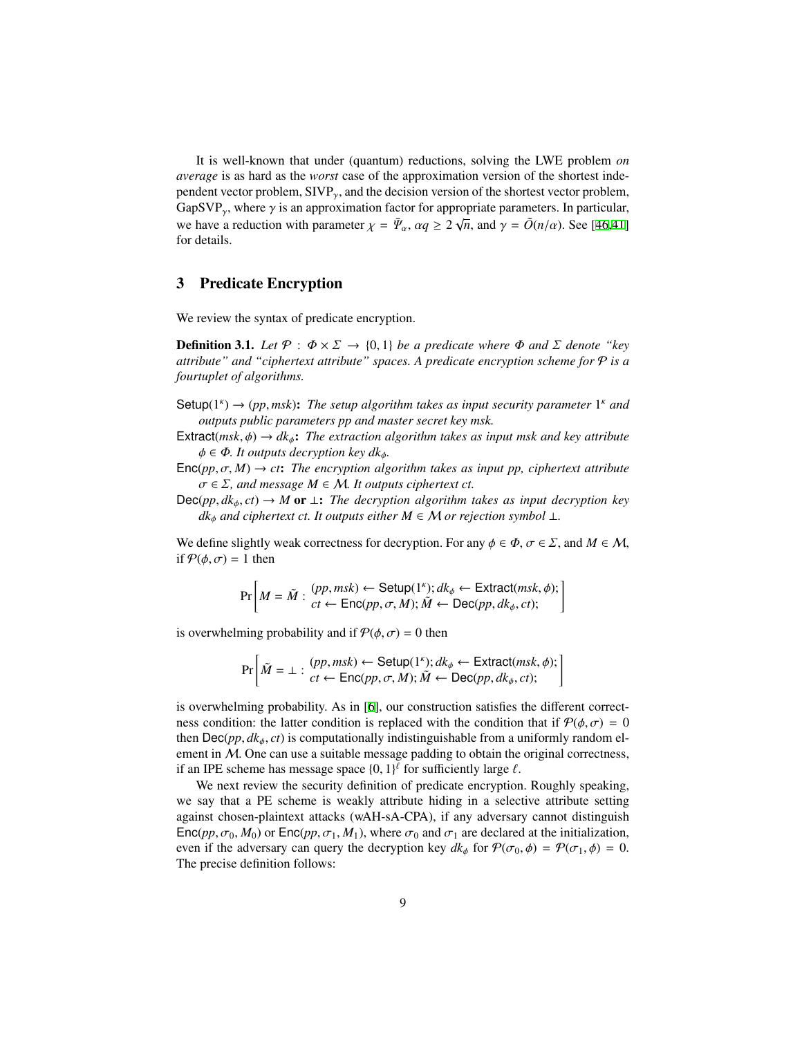It is well-known that under (quantum) reductions, solving the LWE problem *on average* is as hard as the *worst* case of the approximation version of the shortest independent vector problem, $\mathrm{SIVP}_\gamma$, and the decision version of the shortest vector problem, $\mathrm{GapSVP}_\gamma$, where $\gamma$ is an approximation factor for appropriate parameters. In particular, we have a reduction with parameter $\chi = \bar{\Psi}_\alpha$, $\alpha q \geq 2\sqrt{n}$, and $\gamma = \tilde{O}(n/\alpha)$. See [46,41] for details.

## 3 Predicate Encryption

We review the syntax of predicate encryption.

**Definition 3.1.** *Let $\mathcal{P} : \Phi \times \Sigma \to \{0, 1\}$ be a predicate where $\Phi$ and $\Sigma$ denote "key attribute" and "ciphertext attribute" spaces. A predicate encryption scheme for $\mathcal{P}$ is a fourtuplet of algorithms.*

$\mathsf{Setup}(1^\kappa) \to (pp, msk)$**:** *The setup algorithm takes as input security parameter $1^\kappa$ and outputs public parameters pp and master secret key msk.*

$\mathsf{Extract}(msk, \phi) \to dk_\phi$**:** *The extraction algorithm takes as input msk and key attribute $\phi \in \Phi$. It outputs decryption key $dk_\phi$.*

$\mathsf{Enc}(pp, \sigma, M) \to ct$**:** *The encryption algorithm takes as input pp, ciphertext attribute $\sigma \in \Sigma$, and message $M \in \mathcal{M}$. It outputs ciphertext ct.*

$\mathsf{Dec}(pp, dk_\phi, ct) \to M$ **or** $\perp$**:** *The decryption algorithm takes as input decryption key $dk_\phi$ and ciphertext ct. It outputs either $M \in \mathcal{M}$ or rejection symbol $\perp$.*

We define slightly weak correctness for decryption. For any $\phi \in \Phi$, $\sigma \in \Sigma$, and $M \in \mathcal{M}$, if $\mathcal{P}(\phi, \sigma) = 1$ then

$$\Pr\left[M = \tilde{M} : \begin{array}{l}(pp, msk) \leftarrow \mathsf{Setup}(1^\kappa); dk_\phi \leftarrow \mathsf{Extract}(msk, \phi);\\ ct \leftarrow \mathsf{Enc}(pp, \sigma, M); \tilde{M} \leftarrow \mathsf{Dec}(pp, dk_\phi, ct);\end{array}\right]$$

is overwhelming probability and if $\mathcal{P}(\phi, \sigma) = 0$ then

$$\Pr\left[\tilde{M} = \perp : \begin{array}{l}(pp, msk) \leftarrow \mathsf{Setup}(1^\kappa); dk_\phi \leftarrow \mathsf{Extract}(msk, \phi);\\ ct \leftarrow \mathsf{Enc}(pp, \sigma, M); \tilde{M} \leftarrow \mathsf{Dec}(pp, dk_\phi, ct);\end{array}\right]$$

is overwhelming probability. As in [6], our construction satisfies the different correctness condition: the latter condition is replaced with the condition that if $\mathcal{P}(\phi, \sigma) = 0$ then $\mathsf{Dec}(pp, dk_\phi, ct)$ is computationally indistinguishable from a uniformly random element in $\mathcal{M}$. One can use a suitable message padding to obtain the original correctness, if an IPE scheme has message space $\{0, 1\}^\ell$ for sufficiently large $\ell$.

We next review the security definition of predicate encryption. Roughly speaking, we say that a PE scheme is weakly attribute hiding in a selective attribute setting against chosen-plaintext attacks (wAH-sA-CPA), if any adversary cannot distinguish $\mathsf{Enc}(pp, \sigma_0, M_0)$ or $\mathsf{Enc}(pp, \sigma_1, M_1)$, where $\sigma_0$ and $\sigma_1$ are declared at the initialization, even if the adversary can query the decryption key $dk_\phi$ for $\mathcal{P}(\sigma_0, \phi) = \mathcal{P}(\sigma_1, \phi) = 0$. The precise definition follows: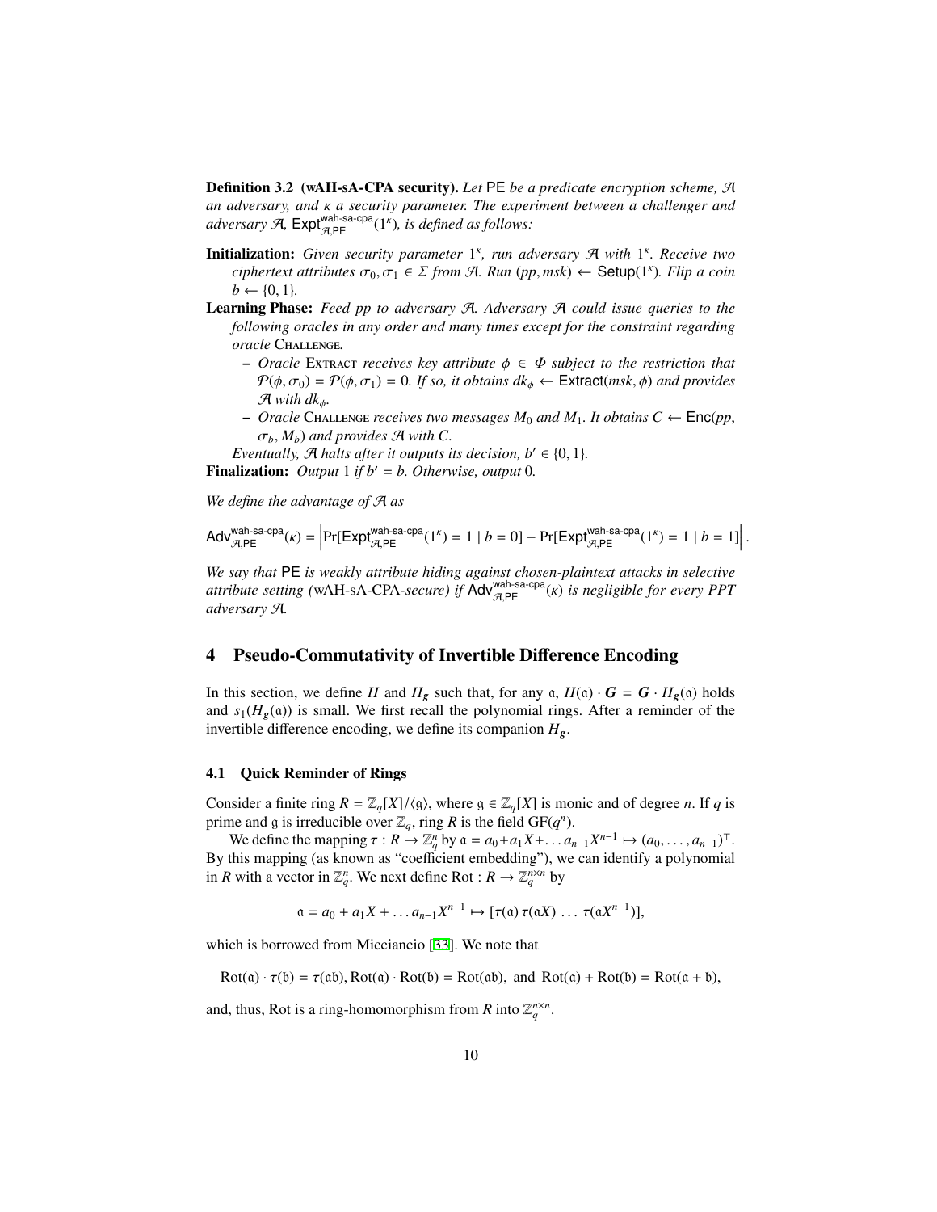**Definition 3.2 (wAH-sA-CPA security).** *Let* $\mathsf{PE}$ *be a predicate encryption scheme,* $\mathcal{A}$ *an adversary, and* $\kappa$ *a security parameter. The experiment between a challenger and adversary* $\mathcal{A}$*,* $\mathsf{Expt}^{\mathsf{wah\text{-}sa\text{-}cpa}}_{\mathcal{A},\mathsf{PE}}(1^\kappa)$*, is defined as follows:*

**Initialization:** *Given security parameter* $1^\kappa$*, run adversary* $\mathcal{A}$ *with* $1^\kappa$*. Receive two ciphertext attributes* $\sigma_0, \sigma_1 \in \Sigma$ *from* $\mathcal{A}$*. Run* $(pp, msk) \leftarrow \mathsf{Setup}(1^\kappa)$*. Flip a coin* $b \leftarrow \{0, 1\}$*.*

**Learning Phase:** *Feed* $pp$ *to adversary* $\mathcal{A}$*. Adversary* $\mathcal{A}$ *could issue queries to the following oracles in any order and many times except for the constraint regarding oracle* Challenge*.*

- *Oracle* Extract *receives key attribute* $\phi \in \Phi$ *subject to the restriction that* $\mathcal{P}(\phi, \sigma_0) = \mathcal{P}(\phi, \sigma_1) = 0$*. If so, it obtains* $dk_\phi \leftarrow \mathsf{Extract}(msk, \phi)$ *and provides* $\mathcal{A}$ *with* $dk_\phi$*.*
- *Oracle* Challenge *receives two messages* $M_0$ *and* $M_1$*. It obtains* $C \leftarrow \mathsf{Enc}(pp, \sigma_b, M_b)$ *and provides* $\mathcal{A}$ *with* $C$*.*

*Eventually,* $\mathcal{A}$ *halts after it outputs its decision,* $b' \in \{0, 1\}$*.*

**Finalization:** *Output* 1 *if* $b' = b$*. Otherwise, output* 0*.*

*We define the advantage of* $\mathcal{A}$ *as*

$$\mathsf{Adv}^{\mathsf{wah\text{-}sa\text{-}cpa}}_{\mathcal{A},\mathsf{PE}}(\kappa) = \left|\Pr[\mathsf{Expt}^{\mathsf{wah\text{-}sa\text{-}cpa}}_{\mathcal{A},\mathsf{PE}}(1^\kappa) = 1 \mid b = 0] - \Pr[\mathsf{Expt}^{\mathsf{wah\text{-}sa\text{-}cpa}}_{\mathcal{A},\mathsf{PE}}(1^\kappa) = 1 \mid b = 1]\right|.$$

*We say that* $\mathsf{PE}$ *is weakly attribute hiding against chosen-plaintext attacks in selective attribute setting (*wAH-sA-CPA*-secure) if* $\mathsf{Adv}^{\mathsf{wah\text{-}sa\text{-}cpa}}_{\mathcal{A},\mathsf{PE}}(\kappa)$ *is negligible for every PPT adversary* $\mathcal{A}$*.*

# 4 Pseudo-Commutativity of Invertible Difference Encoding

In this section, we define $H$ and $H_{\boldsymbol{g}}$ such that, for any $\mathfrak{a}$, $H(\mathfrak{a}) \cdot \boldsymbol{G} = \boldsymbol{G} \cdot H_{\boldsymbol{g}}(\mathfrak{a})$ holds and $s_1(H_{\boldsymbol{g}}(\mathfrak{a}))$ is small. We first recall the polynomial rings. After a reminder of the invertible difference encoding, we define its companion $H_{\boldsymbol{g}}$.

## 4.1 Quick Reminder of Rings

Consider a finite ring $R = \mathbb{Z}_q[X]/\langle \mathfrak{g} \rangle$, where $\mathfrak{g} \in \mathbb{Z}_q[X]$ is monic and of degree $n$. If $q$ is prime and $\mathfrak{g}$ is irreducible over $\mathbb{Z}_q$, ring $R$ is the field $\mathrm{GF}(q^n)$.

We define the mapping $\tau : R \to \mathbb{Z}_q^n$ by $\mathfrak{a} = a_0 + a_1 X + \dots a_{n-1} X^{n-1} \mapsto (a_0, \dots, a_{n-1})^\top$. By this mapping (as known as "coefficient embedding"), we can identify a polynomial in $R$ with a vector in $\mathbb{Z}_q^n$. We next define $\mathrm{Rot} : R \to \mathbb{Z}_q^{n \times n}$ by

$$\mathfrak{a} = a_0 + a_1 X + \dots a_{n-1} X^{n-1} \mapsto [\tau(\mathfrak{a})\, \tau(\mathfrak{a}X)\, \dots\, \tau(\mathfrak{a}X^{n-1})],$$

which is borrowed from Micciancio [33]. We note that

$$\mathrm{Rot}(\mathfrak{a}) \cdot \tau(\mathfrak{b}) = \tau(\mathfrak{a}\mathfrak{b}), \mathrm{Rot}(\mathfrak{a}) \cdot \mathrm{Rot}(\mathfrak{b}) = \mathrm{Rot}(\mathfrak{a}\mathfrak{b}), \text{ and } \mathrm{Rot}(\mathfrak{a}) + \mathrm{Rot}(\mathfrak{b}) = \mathrm{Rot}(\mathfrak{a} + \mathfrak{b}),$$

and, thus, Rot is a ring-homomorphism from $R$ into $\mathbb{Z}_q^{n \times n}$.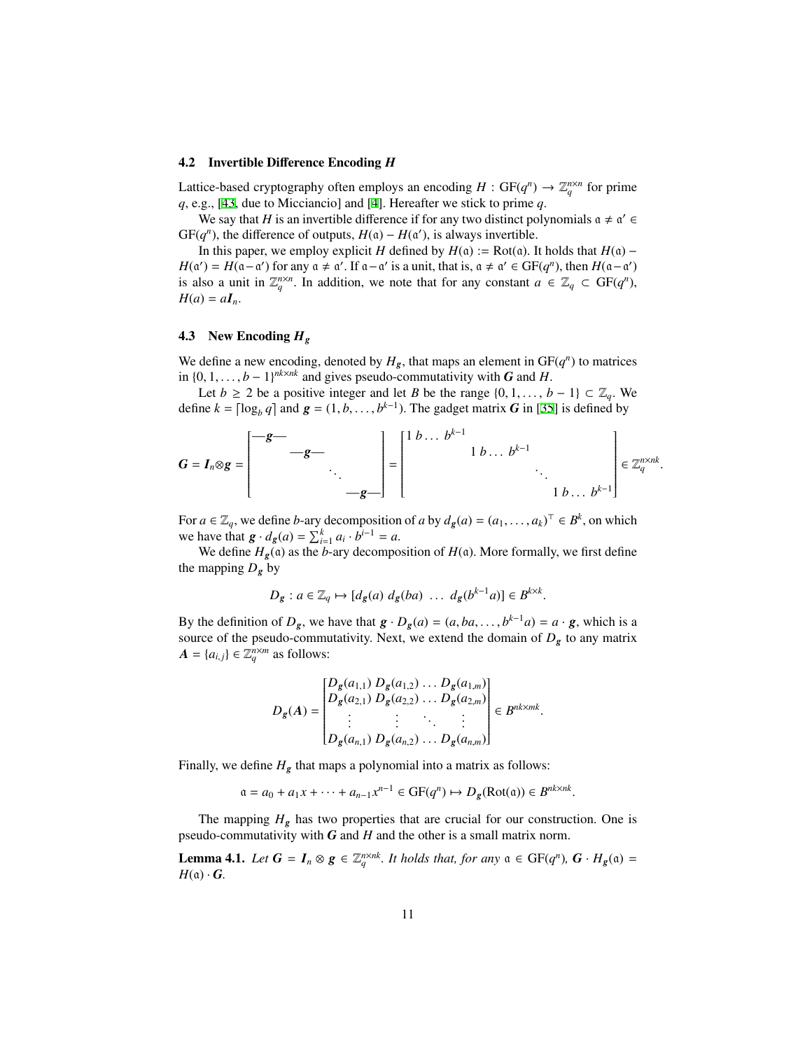### 4.2 Invertible Difference Encoding $H$

Lattice-based cryptography often employs an encoding $H : \mathrm{GF}(q^n) \to \mathbb{Z}_q^{n\times n}$ for prime $q$, e.g., [43, due to Micciancio] and [4]. Hereafter we stick to prime $q$.

We say that $H$ is an invertible difference if for any two distinct polynomials $\mathfrak{a} \neq \mathfrak{a}' \in \mathrm{GF}(q^n)$, the difference of outputs, $H(\mathfrak{a}) - H(\mathfrak{a}')$, is always invertible.

In this paper, we employ explicit $H$ defined by $H(\mathfrak{a}) := \mathrm{Rot}(\mathfrak{a})$. It holds that $H(\mathfrak{a}) - H(\mathfrak{a}') = H(\mathfrak{a} - \mathfrak{a}')$ for any $\mathfrak{a} \neq \mathfrak{a}'$. If $\mathfrak{a} - \mathfrak{a}'$ is a unit, that is, $\mathfrak{a} \neq \mathfrak{a}' \in \mathrm{GF}(q^n)$, then $H(\mathfrak{a} - \mathfrak{a}')$ is also a unit in $\mathbb{Z}_q^{n\times n}$. In addition, we note that for any constant $a \in \mathbb{Z}_q \subset \mathrm{GF}(q^n)$, $H(a) = a\boldsymbol{I}_n$.

### 4.3 New Encoding $H_{\boldsymbol{g}}$

We define a new encoding, denoted by $H_{\boldsymbol{g}}$, that maps an element in $\mathrm{GF}(q^n)$ to matrices in $\{0, 1, \ldots, b-1\}^{nk\times nk}$ and gives pseudo-commutativity with $\boldsymbol{G}$ and $H$.

Let $b \geq 2$ be a positive integer and let $B$ be the range $\{0, 1, \ldots, b-1\} \subset \mathbb{Z}_q$. We define $k = \lceil \log_b q \rceil$ and $\boldsymbol{g} = (1, b, \ldots, b^{k-1})$. The gadget matrix $\boldsymbol{G}$ in [35] is defined by

$$\boldsymbol{G} = \boldsymbol{I}_n \otimes \boldsymbol{g} = \begin{bmatrix} -\boldsymbol{g}- & & & \\ & -\boldsymbol{g}- & & \\ & & \ddots & \\ & & & -\boldsymbol{g}- \end{bmatrix} = \begin{bmatrix} 1\ b \ldots\ b^{k-1} & & & \\ & 1\ b \ldots\ b^{k-1} & & \\ & & \ddots & \\ & & & 1\ b \ldots\ b^{k-1} \end{bmatrix} \in \mathbb{Z}_q^{n\times nk}.$$

For $a \in \mathbb{Z}_q$, we define $b$-ary decomposition of $a$ by $d_{\boldsymbol{g}}(a) = (a_1, \ldots, a_k)^\top \in B^k$, on which we have that $\boldsymbol{g} \cdot d_{\boldsymbol{g}}(a) = \sum_{i=1}^{k} a_i \cdot b^{i-1} = a$.

We define $H_{\boldsymbol{g}}(\mathfrak{a})$ as the $b$-ary decomposition of $H(\mathfrak{a})$. More formally, we first define the mapping $D_{\boldsymbol{g}}$ by

$$D_{\boldsymbol{g}} : a \in \mathbb{Z}_q \mapsto [d_{\boldsymbol{g}}(a)\ d_{\boldsymbol{g}}(ba)\ \ldots\ d_{\boldsymbol{g}}(b^{k-1}a)] \in B^{k\times k}.$$

By the definition of $D_{\boldsymbol{g}}$, we have that $\boldsymbol{g} \cdot D_{\boldsymbol{g}}(a) = (a, ba, \ldots, b^{k-1}a) = a \cdot \boldsymbol{g}$, which is a source of the pseudo-commutativity. Next, we extend the domain of $D_{\boldsymbol{g}}$ to any matrix $\boldsymbol{A} = \{a_{i,j}\} \in \mathbb{Z}_q^{n\times m}$ as follows:

$$D_{\boldsymbol{g}}(\boldsymbol{A}) = \begin{bmatrix} D_{\boldsymbol{g}}(a_{1,1}) & D_{\boldsymbol{g}}(a_{1,2}) & \ldots & D_{\boldsymbol{g}}(a_{1,m}) \\ D_{\boldsymbol{g}}(a_{2,1}) & D_{\boldsymbol{g}}(a_{2,2}) & \ldots & D_{\boldsymbol{g}}(a_{2,m}) \\ \vdots & \vdots & \ddots & \vdots \\ D_{\boldsymbol{g}}(a_{n,1}) & D_{\boldsymbol{g}}(a_{n,2}) & \ldots & D_{\boldsymbol{g}}(a_{n,m}) \end{bmatrix} \in B^{nk\times mk}.$$

Finally, we define $H_{\boldsymbol{g}}$ that maps a polynomial into a matrix as follows:

$$\mathfrak{a} = a_0 + a_1 x + \cdots + a_{n-1}x^{n-1} \in \mathrm{GF}(q^n) \mapsto D_{\boldsymbol{g}}(\mathrm{Rot}(\mathfrak{a})) \in B^{nk\times nk}.$$

The mapping $H_{\boldsymbol{g}}$ has two properties that are crucial for our construction. One is pseudo-commutativity with $\boldsymbol{G}$ and $H$ and the other is a small matrix norm.

**Lemma 4.1.** *Let $\boldsymbol{G} = \boldsymbol{I}_n \otimes \boldsymbol{g} \in \mathbb{Z}_q^{n\times nk}$. It holds that, for any $\mathfrak{a} \in \mathrm{GF}(q^n)$, $\boldsymbol{G} \cdot H_{\boldsymbol{g}}(\mathfrak{a}) = H(\mathfrak{a}) \cdot \boldsymbol{G}$.*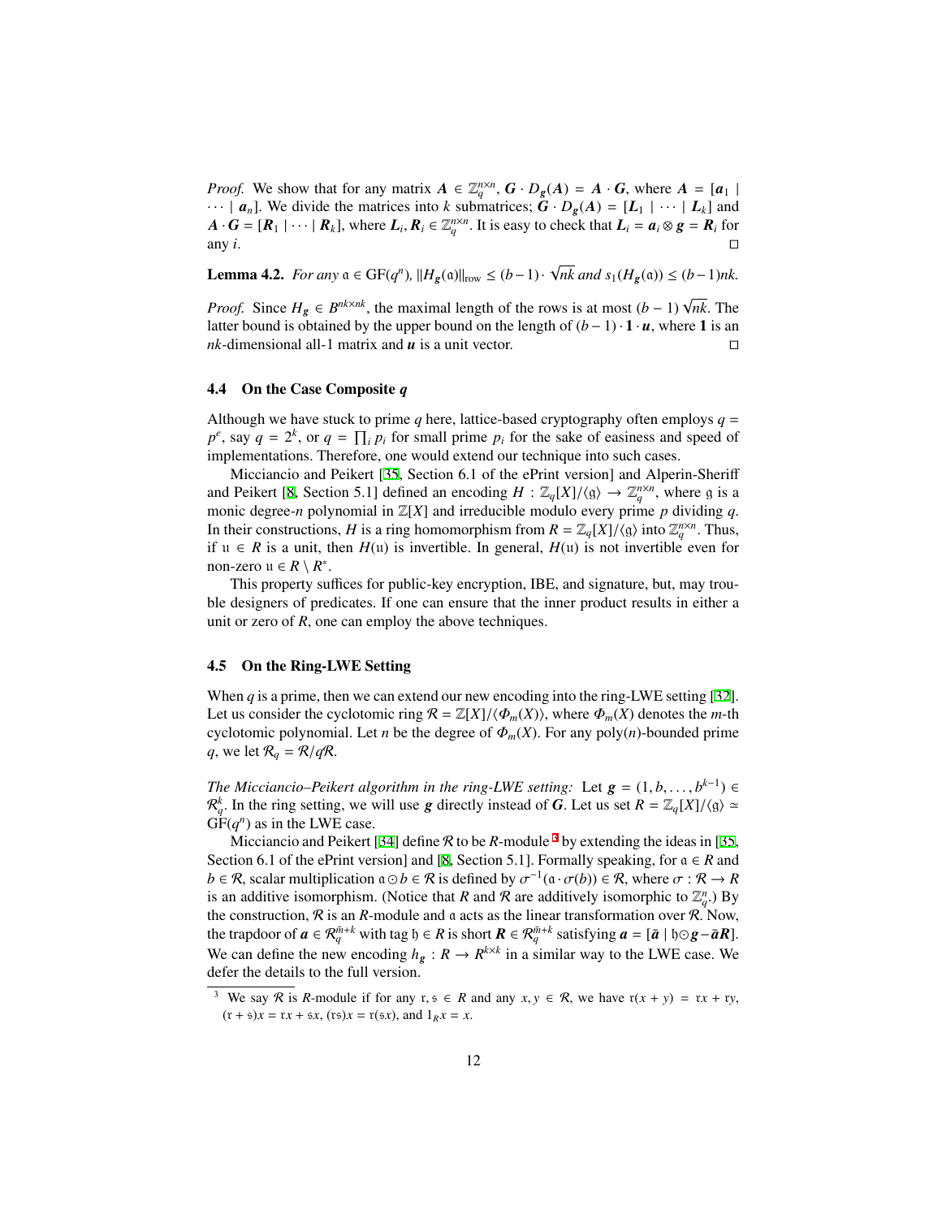*Proof.* We show that for any matrix $\boldsymbol{A} \in \mathbb{Z}_q^{n\times n}$, $\boldsymbol{G} \cdot D_{\boldsymbol{g}}(\boldsymbol{A}) = \boldsymbol{A} \cdot \boldsymbol{G}$, where $\boldsymbol{A} = [\boldsymbol{a}_1 \mid \cdots \mid \boldsymbol{a}_n]$. We divide the matrices into $k$ submatrices; $\boldsymbol{G} \cdot D_{\boldsymbol{g}}(\boldsymbol{A}) = [\boldsymbol{L}_1 \mid \cdots \mid \boldsymbol{L}_k]$ and $\boldsymbol{A} \cdot \boldsymbol{G} = [\boldsymbol{R}_1 \mid \cdots \mid \boldsymbol{R}_k]$, where $\boldsymbol{L}_i, \boldsymbol{R}_i \in \mathbb{Z}_q^{n\times n}$. It is easy to check that $\boldsymbol{L}_i = \boldsymbol{a}_i \otimes \boldsymbol{g} = \boldsymbol{R}_i$ for any $i$. □

**Lemma 4.2.** *For any $\mathfrak{a} \in \mathrm{GF}(q^n)$, $\|H_{\boldsymbol{g}}(\mathfrak{a})\|_{\mathrm{row}} \leq (b-1) \cdot \sqrt{nk}$ and $s_1(H_{\boldsymbol{g}}(\mathfrak{a})) \leq (b-1)nk$.*

*Proof.* Since $H_{\boldsymbol{g}} \in B^{nk\times nk}$, the maximal length of the rows is at most $(b-1)\sqrt{nk}$. The latter bound is obtained by the upper bound on the length of $(b-1) \cdot \boldsymbol{1} \cdot \boldsymbol{u}$, where $\boldsymbol{1}$ is an $nk$-dimensional all-1 matrix and $\boldsymbol{u}$ is a unit vector. □

### 4.4 On the Case Composite $q$

Although we have stuck to prime $q$ here, lattice-based cryptography often employs $q = p^e$, say $q = 2^k$, or $q = \prod_i p_i$ for small prime $p_i$ for the sake of easiness and speed of implementations. Therefore, one would extend our technique into such cases.

Micciancio and Peikert [35, Section 6.1 of the ePrint version] and Alperin-Sheriff and Peikert [8, Section 5.1] defined an encoding $H : \mathbb{Z}_q[X]/\langle \mathfrak{g} \rangle \to \mathbb{Z}_q^{n\times n}$, where $\mathfrak{g}$ is a monic degree-$n$ polynomial in $\mathbb{Z}[X]$ and irreducible modulo every prime $p$ dividing $q$. In their constructions, $H$ is a ring homomorphism from $R = \mathbb{Z}_q[X]/\langle \mathfrak{g} \rangle$ into $\mathbb{Z}_q^{n\times n}$. Thus, if $\mathfrak{u} \in R$ is a unit, then $H(\mathfrak{u})$ is invertible. In general, $H(\mathfrak{u})$ is not invertible even for non-zero $\mathfrak{u} \in R \setminus R^*$.

This property suffices for public-key encryption, IBE, and signature, but, may trouble designers of predicates. If one can ensure that the inner product results in either a unit or zero of $R$, one can employ the above techniques.

### 4.5 On the Ring-LWE Setting

When $q$ is a prime, then we can extend our new encoding into the ring-LWE setting [32]. Let us consider the cyclotomic ring $\mathcal{R} = \mathbb{Z}[X]/\langle \Phi_m(X) \rangle$, where $\Phi_m(X)$ denotes the $m$-th cyclotomic polynomial. Let $n$ be the degree of $\Phi_m(X)$. For any poly($n$)-bounded prime $q$, we let $\mathcal{R}_q = \mathcal{R}/q\mathcal{R}$.

*The Micciancio–Peikert algorithm in the ring-LWE setting:* Let $\boldsymbol{g} = (1, b, \ldots, b^{k-1}) \in \mathcal{R}_q^k$. In the ring setting, we will use $\boldsymbol{g}$ directly instead of $\boldsymbol{G}$. Let us set $R = \mathbb{Z}_q[X]/\langle \mathfrak{g} \rangle \simeq \mathrm{GF}(q^n)$ as in the LWE case.

Micciancio and Peikert [34] define $\mathcal{R}$ to be $R$-module [3] by extending the ideas in [35, Section 6.1 of the ePrint version] and [8, Section 5.1]. Formally speaking, for $\mathfrak{a} \in R$ and $b \in \mathcal{R}$, scalar multiplication $\mathfrak{a} \odot b \in \mathcal{R}$ is defined by $\sigma^{-1}(\mathfrak{a} \cdot \sigma(b)) \in \mathcal{R}$, where $\sigma : \mathcal{R} \to R$ is an additive isomorphism. (Notice that $R$ and $\mathcal{R}$ are additively isomorphic to $\mathbb{Z}_q^n$.) By the construction, $\mathcal{R}$ is an $R$-module and $\mathfrak{a}$ acts as the linear transformation over $\mathcal{R}$. Now, the trapdoor of $\boldsymbol{a} \in \mathcal{R}_q^{\bar{m}+k}$ with tag $\mathfrak{h} \in R$ is short $\boldsymbol{R} \in \mathcal{R}_q^{\bar{m}+k}$ satisfying $\boldsymbol{a} = [\bar{\boldsymbol{a}} \mid \mathfrak{h} \odot \boldsymbol{g} - \bar{\boldsymbol{a}}\boldsymbol{R}]$. We can define the new encoding $h_{\boldsymbol{g}} : R \to R^{k\times k}$ in a similar way to the LWE case. We defer the details to the full version.

---

[3] We say $\mathcal{R}$ is $R$-module if for any $\mathfrak{r}, \mathfrak{s} \in R$ and any $x, y \in \mathcal{R}$, we have $\mathfrak{r}(x + y) = \mathfrak{r}x + \mathfrak{r}y$, $(\mathfrak{r} + \mathfrak{s})x = \mathfrak{r}x + \mathfrak{s}x$, $(\mathfrak{r}\mathfrak{s})x = \mathfrak{r}(\mathfrak{s}x)$, and $1_R x = x$.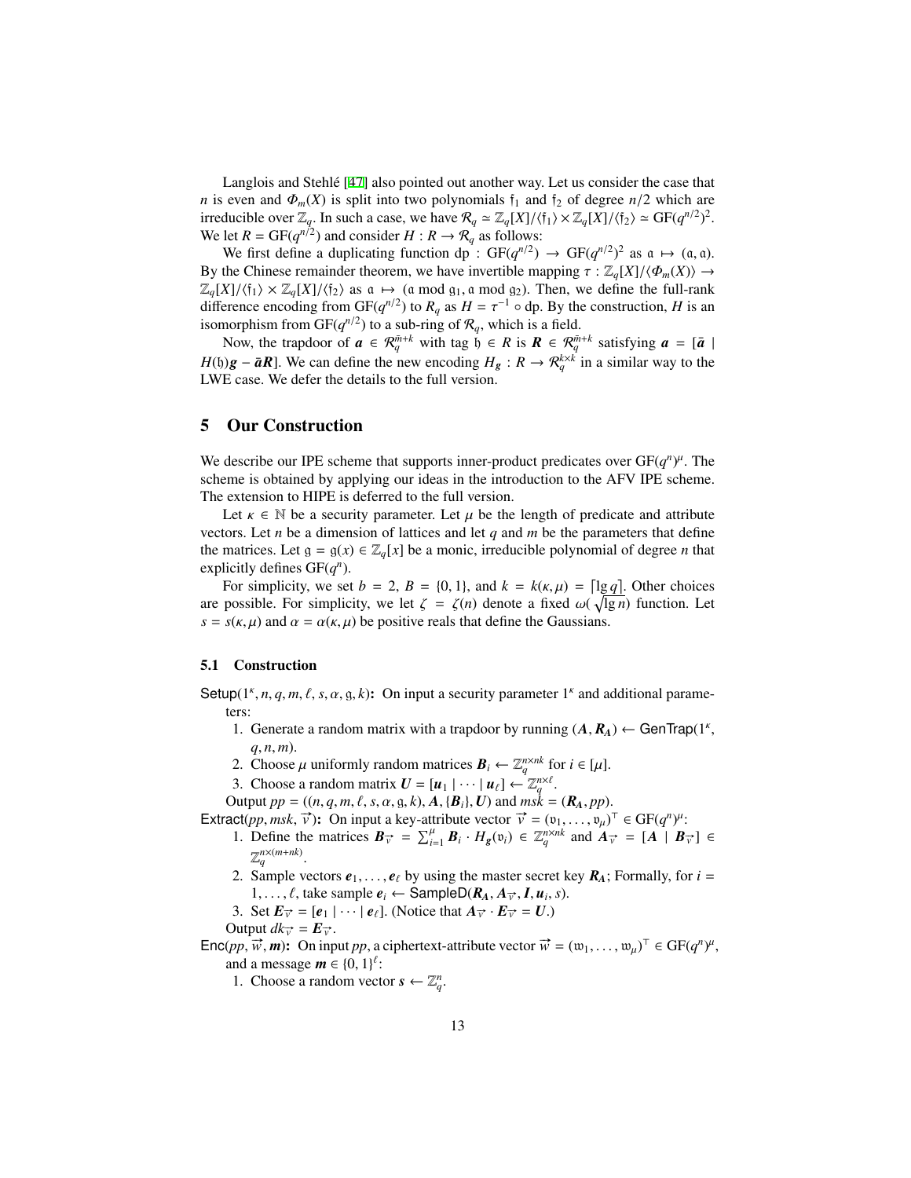Langlois and Stehlé [47] also pointed out another way. Let us consider the case that $n$ is even and $\Phi_m(X)$ is split into two polynomials $\mathfrak{f}_1$ and $\mathfrak{f}_2$ of degree $n/2$ which are irreducible over $\mathbb{Z}_q$. In such a case, we have $\mathcal{R}_q \simeq \mathbb{Z}_q[X]/\langle \mathfrak{f}_1 \rangle \times \mathbb{Z}_q[X]/\langle \mathfrak{f}_2 \rangle \simeq \mathrm{GF}(q^{n/2})^2$. We let $R = \mathrm{GF}(q^{n/2})$ and consider $H : R \to \mathcal{R}_q$ as follows:

We first define a duplicating function $\mathrm{dp} : \mathrm{GF}(q^{n/2}) \to \mathrm{GF}(q^{n/2})^2$ as $\mathfrak{a} \mapsto (\mathfrak{a}, \mathfrak{a})$. By the Chinese remainder theorem, we have invertible mapping $\tau : \mathbb{Z}_q[X]/\langle \Phi_m(X) \rangle \to \mathbb{Z}_q[X]/\langle \mathfrak{f}_1 \rangle \times \mathbb{Z}_q[X]/\langle \mathfrak{f}_2 \rangle$ as $\mathfrak{a} \mapsto (\mathfrak{a} \bmod \mathfrak{g}_1, \mathfrak{a} \bmod \mathfrak{g}_2)$. Then, we define the full-rank difference encoding from $\mathrm{GF}(q^{n/2})$ to $R_q$ as $H = \tau^{-1} \circ \mathrm{dp}$. By the construction, $H$ is an isomorphism from $\mathrm{GF}(q^{n/2})$ to a sub-ring of $\mathcal{R}_q$, which is a field.

Now, the trapdoor of $\boldsymbol{a} \in \mathcal{R}_q^{\bar{m}+k}$ with tag $\mathfrak{h} \in R$ is $\boldsymbol{R} \in \mathcal{R}_q^{\bar{m}+k}$ satisfying $\boldsymbol{a} = [\bar{\boldsymbol{a}} \mid H(\mathfrak{h})\boldsymbol{g} - \bar{\boldsymbol{a}}\boldsymbol{R}]$. We can define the new encoding $H_{\boldsymbol{g}} : R \to \mathcal{R}_q^{k \times k}$ in a similar way to the LWE case. We defer the details to the full version.

## 5 Our Construction

We describe our IPE scheme that supports inner-product predicates over $\mathrm{GF}(q^n)^\mu$. The scheme is obtained by applying our ideas in the introduction to the AFV IPE scheme. The extension to HIPE is deferred to the full version.

Let $\kappa \in \mathbb{N}$ be a security parameter. Let $\mu$ be the length of predicate and attribute vectors. Let $n$ be a dimension of lattices and let $q$ and $m$ be the parameters that define the matrices. Let $\mathfrak{g} = \mathfrak{g}(x) \in \mathbb{Z}_q[x]$ be a monic, irreducible polynomial of degree $n$ that explicitly defines $\mathrm{GF}(q^n)$.

For simplicity, we set $b = 2$, $B = \{0, 1\}$, and $k = k(\kappa, \mu) = \lceil \lg q \rceil$. Other choices are possible. For simplicity, we let $\zeta = \zeta(n)$ denote a fixed $\omega(\sqrt{\lg n})$ function. Let $s = s(\kappa, \mu)$ and $\alpha = \alpha(\kappa, \mu)$ be positive reals that define the Gaussians.

### 5.1 Construction

$\mathsf{Setup}(1^\kappa, n, q, m, \ell, s, \alpha, \mathfrak{g}, k)$**:** On input a security parameter $1^\kappa$ and additional parameters:

1. Generate a random matrix with a trapdoor by running $(\boldsymbol{A}, \boldsymbol{R}_{\boldsymbol{A}}) \leftarrow \mathsf{GenTrap}(1^\kappa, q, n, m)$.
2. Choose $\mu$ uniformly random matrices $\boldsymbol{B}_i \leftarrow \mathbb{Z}_q^{n \times nk}$ for $i \in [\mu]$.
3. Choose a random matrix $\boldsymbol{U} = [\boldsymbol{u}_1 \mid \cdots \mid \boldsymbol{u}_\ell] \leftarrow \mathbb{Z}_q^{n \times \ell}$.

Output $pp = ((n, q, m, \ell, s, \alpha, \mathfrak{g}, k), \boldsymbol{A}, \{\boldsymbol{B}_i\}, \boldsymbol{U})$ and $msk = (\boldsymbol{R}_{\boldsymbol{A}}, pp)$.

$\mathsf{Extract}(pp, msk, \vec{v})$**:** On input a key-attribute vector $\vec{v} = (\mathfrak{v}_1, \ldots, \mathfrak{v}_\mu)^\top \in \mathrm{GF}(q^n)^\mu$:

1. Define the matrices $\boldsymbol{B}_{\vec{v}} = \sum_{i=1}^{\mu} \boldsymbol{B}_i \cdot H_{\boldsymbol{g}}(\mathfrak{v}_i) \in \mathbb{Z}_q^{n \times nk}$ and $\boldsymbol{A}_{\vec{v}} = [\boldsymbol{A} \mid \boldsymbol{B}_{\vec{v}}] \in \mathbb{Z}_q^{n \times (m+nk)}$.
2. Sample vectors $\boldsymbol{e}_1, \ldots, \boldsymbol{e}_\ell$ by using the master secret key $\boldsymbol{R}_{\boldsymbol{A}}$; Formally, for $i = 1, \ldots, \ell$, take sample $\boldsymbol{e}_i \leftarrow \mathsf{SampleD}(\boldsymbol{R}_{\boldsymbol{A}}, \boldsymbol{A}_{\vec{v}}, \boldsymbol{I}, \boldsymbol{u}_i, s)$.
3. Set $\boldsymbol{E}_{\vec{v}} = [\boldsymbol{e}_1 \mid \cdots \mid \boldsymbol{e}_\ell]$. (Notice that $\boldsymbol{A}_{\vec{v}} \cdot \boldsymbol{E}_{\vec{v}} = \boldsymbol{U}$.)

Output $dk_{\vec{v}} = \boldsymbol{E}_{\vec{v}}$.

$\mathsf{Enc}(pp, \vec{w}, \boldsymbol{m})$**:** On input $pp$, a ciphertext-attribute vector $\vec{w} = (\mathfrak{w}_1, \ldots, \mathfrak{w}_\mu)^\top \in \mathrm{GF}(q^n)^\mu$, and a message $\boldsymbol{m} \in \{0, 1\}^\ell$:

1. Choose a random vector $\boldsymbol{s} \leftarrow \mathbb{Z}_q^n$.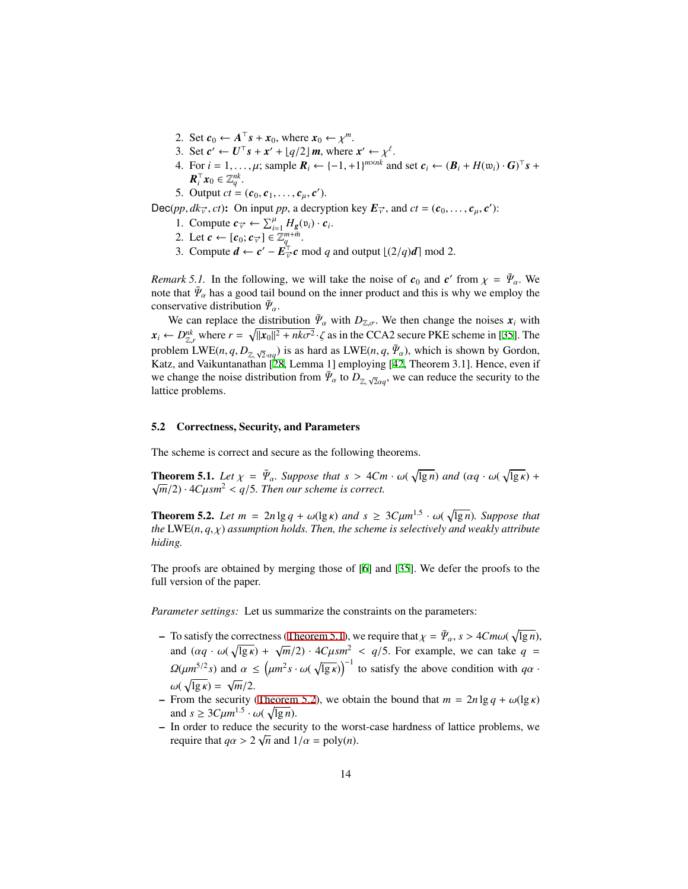2. Set $\boldsymbol{c}_0 \leftarrow \boldsymbol{A}^\top \boldsymbol{s} + \boldsymbol{x}_0$, where $\boldsymbol{x}_0 \leftarrow \chi^m$.
3. Set $\boldsymbol{c}' \leftarrow \boldsymbol{U}^\top \boldsymbol{s} + \boldsymbol{x}' + \lfloor q/2 \rfloor \boldsymbol{m}$, where $\boldsymbol{x}' \leftarrow \chi^\ell$.
4. For $i = 1, \ldots, \mu$; sample $\boldsymbol{R}_i \leftarrow \{-1, +1\}^{m \times nk}$ and set $\boldsymbol{c}_i \leftarrow (\boldsymbol{B}_i + H(\mathfrak{w}_i) \cdot \boldsymbol{G})^\top \boldsymbol{s} + \boldsymbol{R}_i^\top \boldsymbol{x}_0 \in \mathbb{Z}_q^{nk}$.
5. Output $ct = (\boldsymbol{c}_0, \boldsymbol{c}_1, \ldots, \boldsymbol{c}_\mu, \boldsymbol{c}')$.

$\mathsf{Dec}(pp, dk_{\vec{v}}, ct)$**:** On input $pp$, a decryption key $\boldsymbol{E}_{\vec{v}}$, and $ct = (\boldsymbol{c}_0, \ldots, \boldsymbol{c}_\mu, \boldsymbol{c}')$:

1. Compute $\boldsymbol{c}_{\vec{v}} \leftarrow \sum_{i=1}^{\mu} H_{\boldsymbol{g}}(\mathfrak{v}_i) \cdot \boldsymbol{c}_i$.
2. Let $\boldsymbol{c} \leftarrow [\boldsymbol{c}_0; \boldsymbol{c}_{\vec{v}}] \in \mathbb{Z}_q^{m+\bar{m}}$.
3. Compute $\boldsymbol{d} \leftarrow \boldsymbol{c}' - \boldsymbol{E}_{\vec{v}}^\top \boldsymbol{c} \bmod q$ and output $\lfloor (2/q)\boldsymbol{d} \rceil \bmod 2$.

*Remark 5.1.* In the following, we will take the noise of $\boldsymbol{c}_0$ and $\boldsymbol{c}'$ from $\chi = \bar{\Psi}_\alpha$. We note that $\bar{\Psi}_\alpha$ has a good tail bound on the inner product and this is why we employ the conservative distribution $\bar{\Psi}_\alpha$.

We can replace the distribution $\bar{\Psi}_\alpha$ with $D_{\mathbb{Z},\sigma}$. We then change the noises $\boldsymbol{x}_i$ with $\boldsymbol{x}_i \leftarrow D_{\mathbb{Z},r}^{nk}$ where $r = \sqrt{\|\boldsymbol{x}_0\|^2 + nk\sigma^2} \cdot \zeta$ as in the CCA2 secure PKE scheme in [35]. The problem $\mathrm{LWE}(n, q, D_{\mathbb{Z},\sqrt{2}\cdot\alpha q})$ is as hard as $\mathrm{LWE}(n, q, \bar{\Psi}_\alpha)$, which is shown by Gordon, Katz, and Vaikuntanathan [28, Lemma 1] employing [42, Theorem 3.1]. Hence, even if we change the noise distribution from $\bar{\Psi}_\alpha$ to $D_{\mathbb{Z},\sqrt{2}\alpha q}$, we can reduce the security to the lattice problems.

## 5.2 Correctness, Security, and Parameters

The scheme is correct and secure as the following theorems.

**Theorem 5.1.** *Let $\chi = \bar{\Psi}_\alpha$. Suppose that $s > 4Cm \cdot \omega(\sqrt{\lg n})$ and $(\alpha q \cdot \omega(\sqrt{\lg \kappa}) + \sqrt{m}/2) \cdot 4C\mu s m^2 < q/5$. Then our scheme is correct.*

**Theorem 5.2.** *Let $m = 2n \lg q + \omega(\lg \kappa)$ and $s \geq 3C\mu m^{1.5} \cdot \omega(\sqrt{\lg n})$. Suppose that the $\mathrm{LWE}(n, q, \chi)$ assumption holds. Then, the scheme is selectively and weakly attribute hiding.*

The proofs are obtained by merging those of [6] and [35]. We defer the proofs to the full version of the paper.

*Parameter settings:* Let us summarize the constraints on the parameters:

- To satisfy the correctness (Theorem 5.1), we require that $\chi = \bar{\Psi}_\alpha$, $s > 4Cm\omega(\sqrt{\lg n})$, and $(\alpha q \cdot \omega(\sqrt{\lg \kappa}) + \sqrt{m}/2) \cdot 4C\mu s m^2 < q/5$. For example, we can take $q = \Omega(\mu m^{5/2} s)$ and $\alpha \leq \left(\mu m^2 s \cdot \omega(\sqrt{\lg \kappa})\right)^{-1}$ to satisfy the above condition with $q\alpha \cdot \omega(\sqrt{\lg \kappa}) = \sqrt{m}/2$.
- From the security (Theorem 5.2), we obtain the bound that $m = 2n \lg q + \omega(\lg \kappa)$ and $s \geq 3C\mu m^{1.5} \cdot \omega(\sqrt{\lg n})$.
- In order to reduce the security to the worst-case hardness of lattice problems, we require that $q\alpha > 2\sqrt{n}$ and $1/\alpha = \mathrm{poly}(n)$.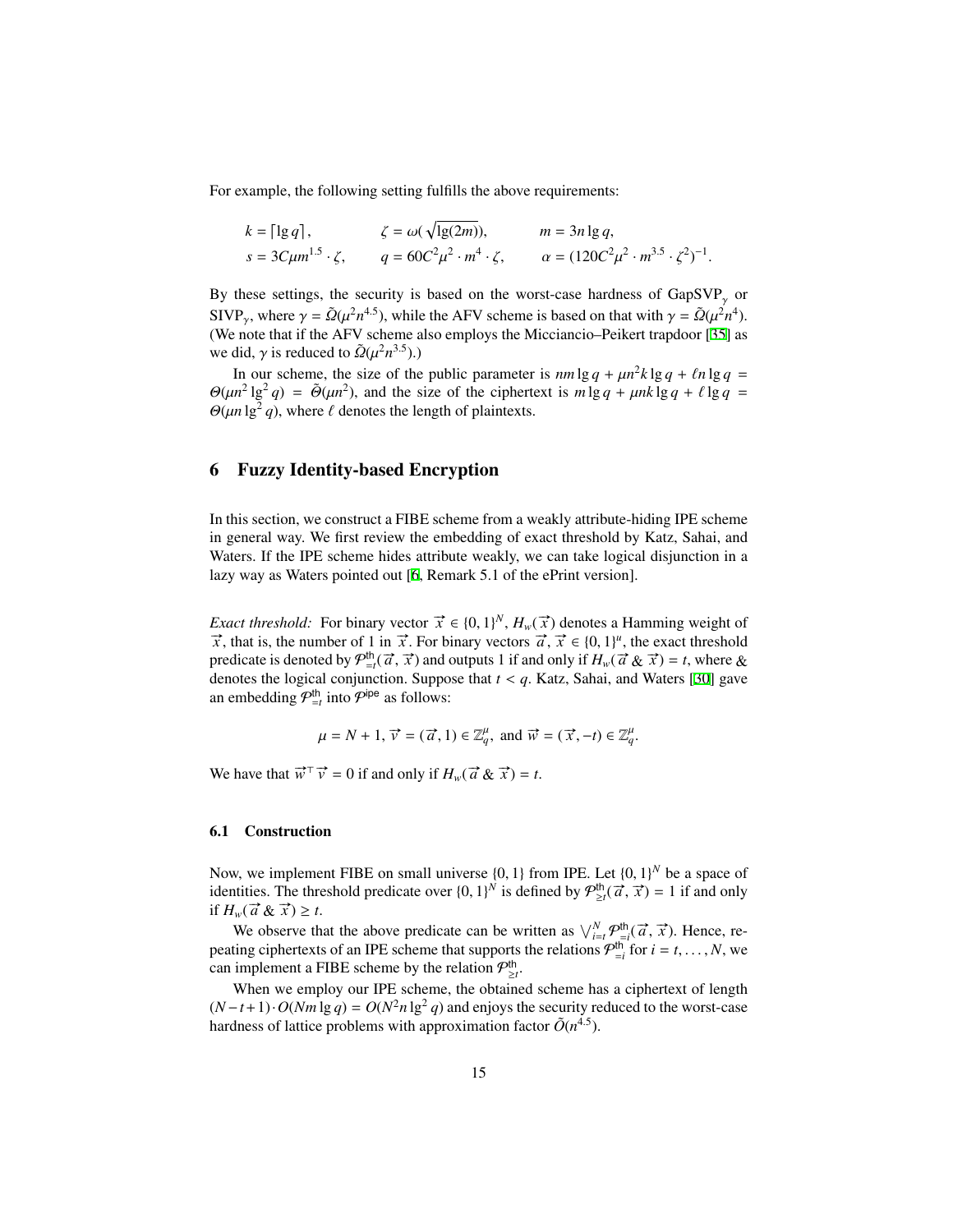For example, the following setting fulfills the above requirements:

$$
\begin{aligned}
k &= \lceil \lg q \rceil, & \zeta &= \omega(\sqrt{\lg(2m)}), & m &= 3n \lg q, \\
s &= 3C\mu m^{1.5} \cdot \zeta, & q &= 60C^2\mu^2 \cdot m^4 \cdot \zeta, & \alpha &= (120C^2\mu^2 \cdot m^{3.5} \cdot \zeta^2)^{-1}.
\end{aligned}
$$

By these settings, the security is based on the worst-case hardness of $\mathrm{GapSVP}_\gamma$ or $\mathrm{SIVP}_\gamma$, where $\gamma = \tilde{\Omega}(\mu^2 n^{4.5})$, while the AFV scheme is based on that with $\gamma = \tilde{\Omega}(\mu^2 n^4)$. (We note that if the AFV scheme also employs the Micciancio–Peikert trapdoor [35] as we did, $\gamma$ is reduced to $\tilde{\Omega}(\mu^2 n^{3.5})$.)

In our scheme, the size of the public parameter is $nm \lg q + \mu n^2 k \lg q + \ell n \lg q = \Theta(\mu n^2 \lg^2 q) = \tilde{\Theta}(\mu n^2)$, and the size of the ciphertext is $m \lg q + \mu n k \lg q + \ell \lg q = \Theta(\mu n \lg^2 q)$, where $\ell$ denotes the length of plaintexts.

## 6 Fuzzy Identity-based Encryption

In this section, we construct a FIBE scheme from a weakly attribute-hiding IPE scheme in general way. We first review the embedding of exact threshold by Katz, Sahai, and Waters. If the IPE scheme hides attribute weakly, we can take logical disjunction in a lazy way as Waters pointed out [6, Remark 5.1 of the ePrint version].

*Exact threshold:* For binary vector $\vec{x} \in \{0,1\}^N$, $H_w(\vec{x})$ denotes a Hamming weight of $\vec{x}$, that is, the number of 1 in $\vec{x}$. For binary vectors $\vec{a}, \vec{x} \in \{0,1\}^\mu$, the exact threshold predicate is denoted by $\mathcal{P}^{\mathsf{th}}_{=t}(\vec{a}, \vec{x})$ and outputs 1 if and only if $H_w(\vec{a} \mathbin{\&} \vec{x}) = t$, where $\&$ denotes the logical conjunction. Suppose that $t < q$. Katz, Sahai, and Waters [30] gave an embedding $\mathcal{P}^{\mathsf{th}}_{=t}$ into $\mathcal{P}^{\mathsf{ipe}}$ as follows:

$$
\mu = N + 1,\ \vec{v} = (\vec{a}, 1) \in \mathbb{Z}_q^\mu,\ \text{and}\ \vec{w} = (\vec{x}, -t) \in \mathbb{Z}_q^\mu.
$$

We have that $\vec{w}^\top \vec{v} = 0$ if and only if $H_w(\vec{a} \mathbin{\&} \vec{x}) = t$.

### 6.1 Construction

Now, we implement FIBE on small universe $\{0,1\}$ from IPE. Let $\{0,1\}^N$ be a space of identities. The threshold predicate over $\{0,1\}^N$ is defined by $\mathcal{P}^{\mathsf{th}}_{\geq t}(\vec{a}, \vec{x}) = 1$ if and only if $H_w(\vec{a} \mathbin{\&} \vec{x}) \geq t$.

We observe that the above predicate can be written as $\bigvee_{i=t}^{N} \mathcal{P}^{\mathsf{th}}_{=i}(\vec{a}, \vec{x})$. Hence, repeating ciphertexts of an IPE scheme that supports the relations $\mathcal{P}^{\mathsf{th}}_{=i}$ for $i = t, \ldots, N$, we can implement a FIBE scheme by the relation $\mathcal{P}^{\mathsf{th}}_{\geq t}$.

When we employ our IPE scheme, the obtained scheme has a ciphertext of length $(N - t + 1) \cdot O(Nm \lg q) = O(N^2 n \lg^2 q)$ and enjoys the security reduced to the worst-case hardness of lattice problems with approximation factor $\tilde{O}(n^{4.5})$.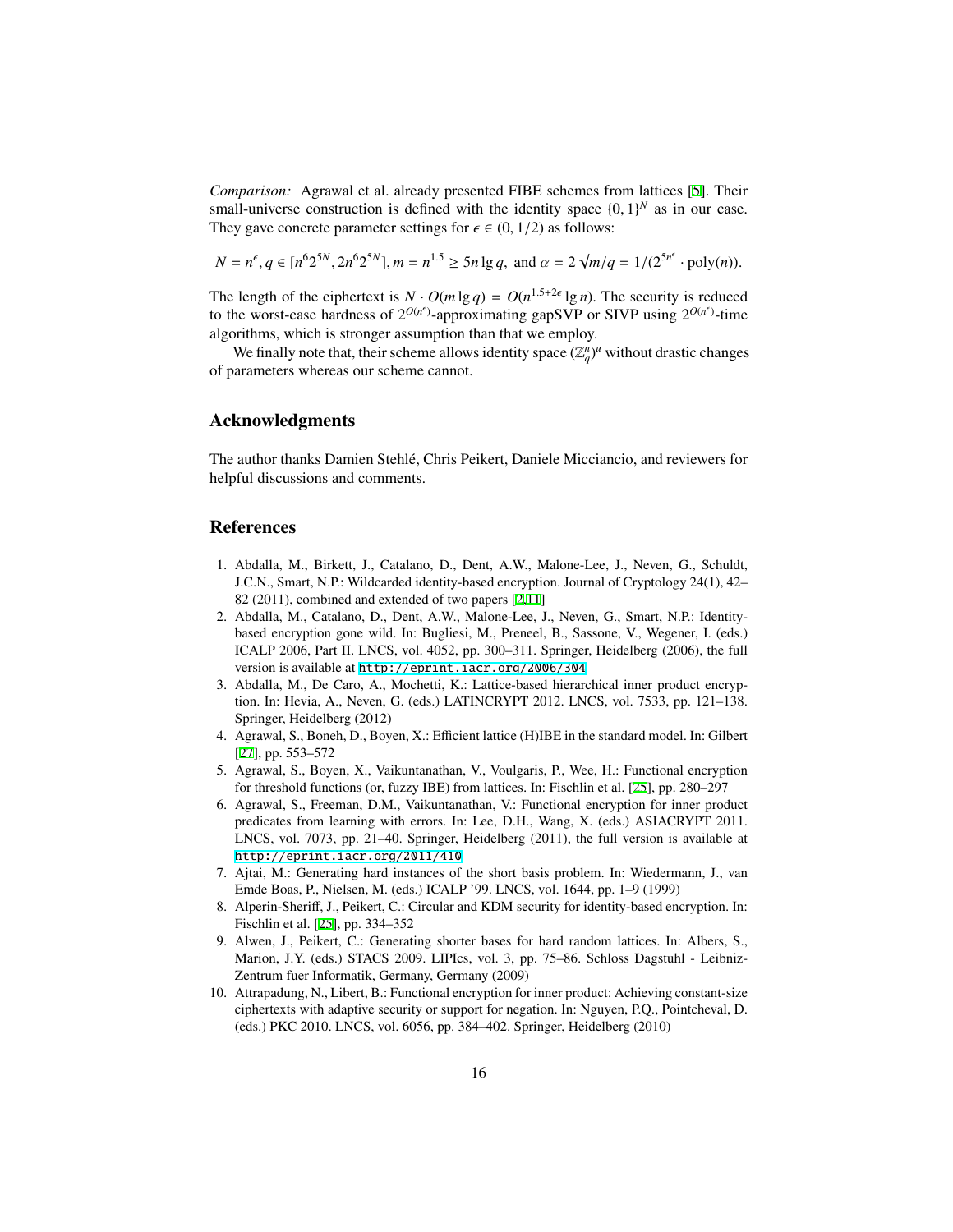*Comparison:* Agrawal et al. already presented FIBE schemes from lattices [5]. Their small-universe construction is defined with the identity space $\{0,1\}^N$ as in our case. They gave concrete parameter settings for $\epsilon \in (0, 1/2)$ as follows:

$$N = n^{\epsilon}, q \in [n^6 2^{5N}, 2n^6 2^{5N}], m = n^{1.5} \geq 5n \lg q, \text{ and } \alpha = 2\sqrt{m}/q = 1/(2^{5n^{\epsilon}} \cdot \mathrm{poly}(n)).$$

The length of the ciphertext is $N \cdot O(m \lg q) = O(n^{1.5+2\epsilon} \lg n)$. The security is reduced to the worst-case hardness of $2^{O(n^{\epsilon})}$-approximating gapSVP or SIVP using $2^{O(n^{\epsilon})}$-time algorithms, which is stronger assumption than that we employ.

We finally note that, their scheme allows identity space $(\mathbb{Z}_q^n)^u$ without drastic changes of parameters whereas our scheme cannot.

## Acknowledgments

The author thanks Damien Stehlé, Chris Peikert, Daniele Micciancio, and reviewers for helpful discussions and comments.

## References

1. Abdalla, M., Birkett, J., Catalano, D., Dent, A.W., Malone-Lee, J., Neven, G., Schuldt, J.C.N., Smart, N.P.: Wildcarded identity-based encryption. Journal of Cryptology 24(1), 42–82 (2011), combined and extended of two papers [2,11]
2. Abdalla, M., Catalano, D., Dent, A.W., Malone-Lee, J., Neven, G., Smart, N.P.: Identity-based encryption gone wild. In: Bugliesi, M., Preneel, B., Sassone, V., Wegener, I. (eds.) ICALP 2006, Part II. LNCS, vol. 4052, pp. 300–311. Springer, Heidelberg (2006), the full version is available at http://eprint.iacr.org/2006/304
3. Abdalla, M., De Caro, A., Mochetti, K.: Lattice-based hierarchical inner product encryption. In: Hevia, A., Neven, G. (eds.) LATINCRYPT 2012. LNCS, vol. 7533, pp. 121–138. Springer, Heidelberg (2012)
4. Agrawal, S., Boneh, D., Boyen, X.: Efficient lattice (H)IBE in the standard model. In: Gilbert [27], pp. 553–572
5. Agrawal, S., Boyen, X., Vaikuntanathan, V., Voulgaris, P., Wee, H.: Functional encryption for threshold functions (or, fuzzy IBE) from lattices. In: Fischlin et al. [25], pp. 280–297
6. Agrawal, S., Freeman, D.M., Vaikuntanathan, V.: Functional encryption for inner product predicates from learning with errors. In: Lee, D.H., Wang, X. (eds.) ASIACRYPT 2011. LNCS, vol. 7073, pp. 21–40. Springer, Heidelberg (2011), the full version is available at http://eprint.iacr.org/2011/410
7. Ajtai, M.: Generating hard instances of the short basis problem. In: Wiedermann, J., van Emde Boas, P., Nielsen, M. (eds.) ICALP '99. LNCS, vol. 1644, pp. 1–9 (1999)
8. Alperin-Sheriff, J., Peikert, C.: Circular and KDM security for identity-based encryption. In: Fischlin et al. [25], pp. 334–352
9. Alwen, J., Peikert, C.: Generating shorter bases for hard random lattices. In: Albers, S., Marion, J.Y. (eds.) STACS 2009. LIPIcs, vol. 3, pp. 75–86. Schloss Dagstuhl - Leibniz-Zentrum fuer Informatik, Germany, Germany (2009)
10. Attrapadung, N., Libert, B.: Functional encryption for inner product: Achieving constant-size ciphertexts with adaptive security or support for negation. In: Nguyen, P.Q., Pointcheval, D. (eds.) PKC 2010. LNCS, vol. 6056, pp. 384–402. Springer, Heidelberg (2010)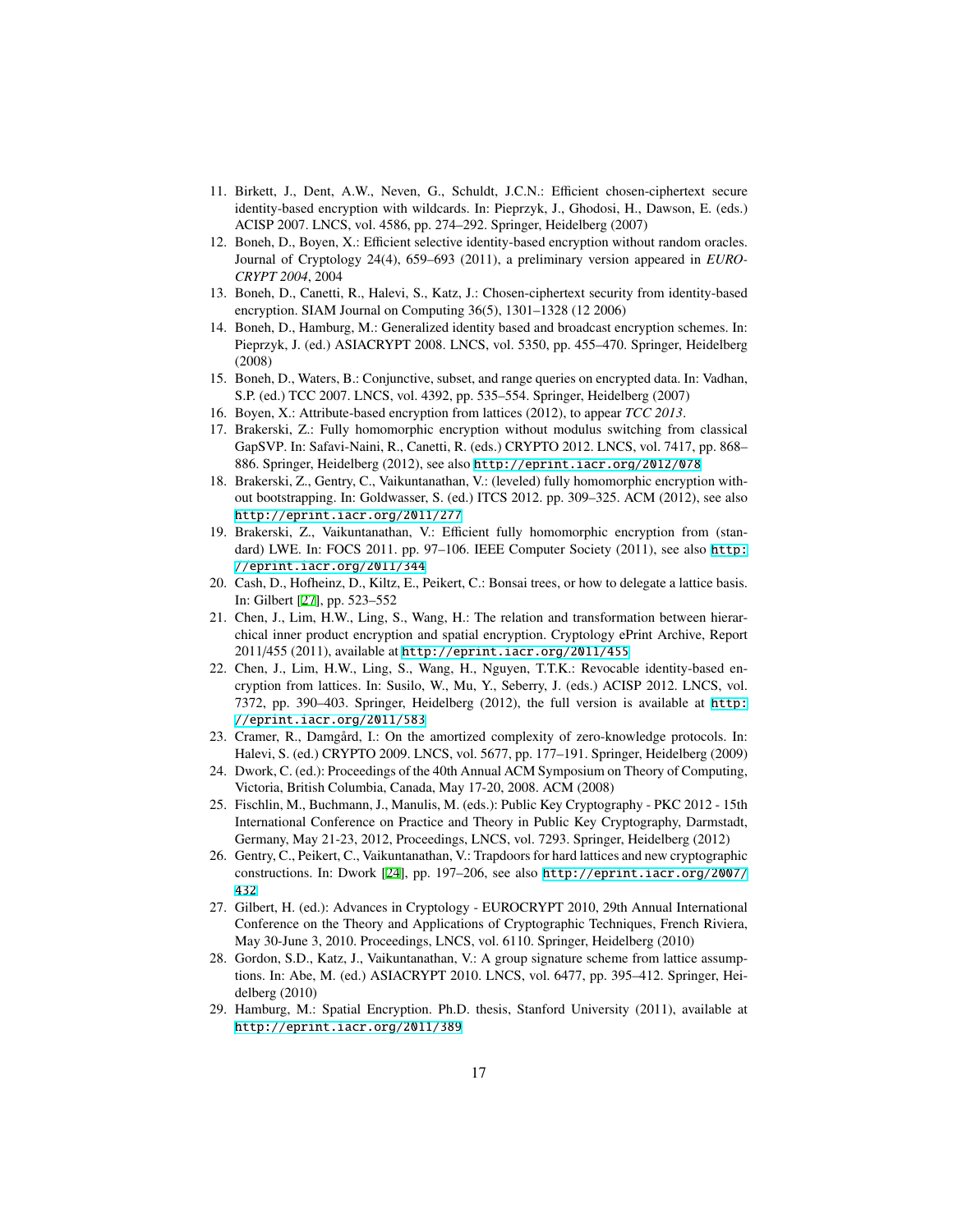11. Birkett, J., Dent, A.W., Neven, G., Schuldt, J.C.N.: Efficient chosen-ciphertext secure identity-based encryption with wildcards. In: Pieprzyk, J., Ghodosi, H., Dawson, E. (eds.) ACISP 2007. LNCS, vol. 4586, pp. 274–292. Springer, Heidelberg (2007)
12. Boneh, D., Boyen, X.: Efficient selective identity-based encryption without random oracles. Journal of Cryptology 24(4), 659–693 (2011), a preliminary version appeared in *EUROCRYPT 2004*, 2004
13. Boneh, D., Canetti, R., Halevi, S., Katz, J.: Chosen-ciphertext security from identity-based encryption. SIAM Journal on Computing 36(5), 1301–1328 (12 2006)
14. Boneh, D., Hamburg, M.: Generalized identity based and broadcast encryption schemes. In: Pieprzyk, J. (ed.) ASIACRYPT 2008. LNCS, vol. 5350, pp. 455–470. Springer, Heidelberg (2008)
15. Boneh, D., Waters, B.: Conjunctive, subset, and range queries on encrypted data. In: Vadhan, S.P. (ed.) TCC 2007. LNCS, vol. 4392, pp. 535–554. Springer, Heidelberg (2007)
16. Boyen, X.: Attribute-based encryption from lattices (2012), to appear *TCC 2013*.
17. Brakerski, Z.: Fully homomorphic encryption without modulus switching from classical GapSVP. In: Safavi-Naini, R., Canetti, R. (eds.) CRYPTO 2012. LNCS, vol. 7417, pp. 868–886. Springer, Heidelberg (2012), see also http://eprint.iacr.org/2012/078
18. Brakerski, Z., Gentry, C., Vaikuntanathan, V.: (leveled) fully homomorphic encryption without bootstrapping. In: Goldwasser, S. (ed.) ITCS 2012. pp. 309–325. ACM (2012), see also http://eprint.iacr.org/2011/277
19. Brakerski, Z., Vaikuntanathan, V.: Efficient fully homomorphic encryption from (standard) LWE. In: FOCS 2011. pp. 97–106. IEEE Computer Society (2011), see also http://eprint.iacr.org/2011/344
20. Cash, D., Hofheinz, D., Kiltz, E., Peikert, C.: Bonsai trees, or how to delegate a lattice basis. In: Gilbert [27], pp. 523–552
21. Chen, J., Lim, H.W., Ling, S., Wang, H.: The relation and transformation between hierarchical inner product encryption and spatial encryption. Cryptology ePrint Archive, Report 2011/455 (2011), available at http://eprint.iacr.org/2011/455
22. Chen, J., Lim, H.W., Ling, S., Wang, H., Nguyen, T.T.K.: Revocable identity-based encryption from lattices. In: Susilo, W., Mu, Y., Seberry, J. (eds.) ACISP 2012. LNCS, vol. 7372, pp. 390–403. Springer, Heidelberg (2012), the full version is available at http://eprint.iacr.org/2011/583
23. Cramer, R., Damgård, I.: On the amortized complexity of zero-knowledge protocols. In: Halevi, S. (ed.) CRYPTO 2009. LNCS, vol. 5677, pp. 177–191. Springer, Heidelberg (2009)
24. Dwork, C. (ed.): Proceedings of the 40th Annual ACM Symposium on Theory of Computing, Victoria, British Columbia, Canada, May 17-20, 2008. ACM (2008)
25. Fischlin, M., Buchmann, J., Manulis, M. (eds.): Public Key Cryptography - PKC 2012 - 15th International Conference on Practice and Theory in Public Key Cryptography, Darmstadt, Germany, May 21-23, 2012, Proceedings, LNCS, vol. 7293. Springer, Heidelberg (2012)
26. Gentry, C., Peikert, C., Vaikuntanathan, V.: Trapdoors for hard lattices and new cryptographic constructions. In: Dwork [24], pp. 197–206, see also http://eprint.iacr.org/2007/432
27. Gilbert, H. (ed.): Advances in Cryptology - EUROCRYPT 2010, 29th Annual International Conference on the Theory and Applications of Cryptographic Techniques, French Riviera, May 30-June 3, 2010. Proceedings, LNCS, vol. 6110. Springer, Heidelberg (2010)
28. Gordon, S.D., Katz, J., Vaikuntanathan, V.: A group signature scheme from lattice assumptions. In: Abe, M. (ed.) ASIACRYPT 2010. LNCS, vol. 6477, pp. 395–412. Springer, Heidelberg (2010)
29. Hamburg, M.: Spatial Encryption. Ph.D. thesis, Stanford University (2011), available at http://eprint.iacr.org/2011/389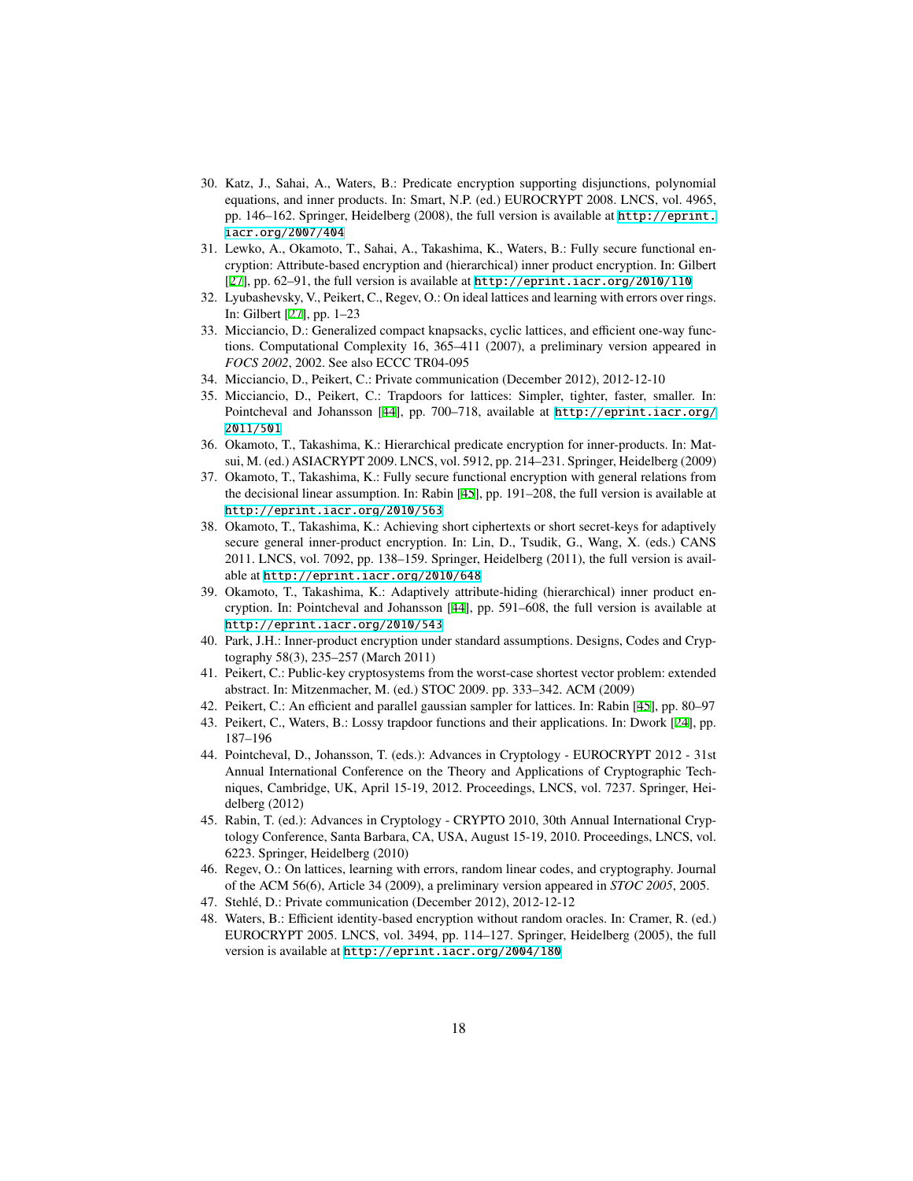30. Katz, J., Sahai, A., Waters, B.: Predicate encryption supporting disjunctions, polynomial equations, and inner products. In: Smart, N.P. (ed.) EUROCRYPT 2008. LNCS, vol. 4965, pp. 146–162. Springer, Heidelberg (2008), the full version is available at http://eprint.iacr.org/2007/404
31. Lewko, A., Okamoto, T., Sahai, A., Takashima, K., Waters, B.: Fully secure functional encryption: Attribute-based encryption and (hierarchical) inner product encryption. In: Gilbert [27], pp. 62–91, the full version is available at http://eprint.iacr.org/2010/110
32. Lyubashevsky, V., Peikert, C., Regev, O.: On ideal lattices and learning with errors over rings. In: Gilbert [27], pp. 1–23
33. Micciancio, D.: Generalized compact knapsacks, cyclic lattices, and efficient one-way functions. Computational Complexity 16, 365–411 (2007), a preliminary version appeared in *FOCS 2002*, 2002. See also ECCC TR04-095
34. Micciancio, D., Peikert, C.: Private communication (December 2012), 2012-12-10
35. Micciancio, D., Peikert, C.: Trapdoors for lattices: Simpler, tighter, faster, smaller. In: Pointcheval and Johansson [44], pp. 700–718, available at http://eprint.iacr.org/2011/501
36. Okamoto, T., Takashima, K.: Hierarchical predicate encryption for inner-products. In: Matsui, M. (ed.) ASIACRYPT 2009. LNCS, vol. 5912, pp. 214–231. Springer, Heidelberg (2009)
37. Okamoto, T., Takashima, K.: Fully secure functional encryption with general relations from the decisional linear assumption. In: Rabin [45], pp. 191–208, the full version is available at http://eprint.iacr.org/2010/563
38. Okamoto, T., Takashima, K.: Achieving short ciphertexts or short secret-keys for adaptively secure general inner-product encryption. In: Lin, D., Tsudik, G., Wang, X. (eds.) CANS 2011. LNCS, vol. 7092, pp. 138–159. Springer, Heidelberg (2011), the full version is available at http://eprint.iacr.org/2010/648
39. Okamoto, T., Takashima, K.: Adaptively attribute-hiding (hierarchical) inner product encryption. In: Pointcheval and Johansson [44], pp. 591–608, the full version is available at http://eprint.iacr.org/2010/543
40. Park, J.H.: Inner-product encryption under standard assumptions. Designs, Codes and Cryptography 58(3), 235–257 (March 2011)
41. Peikert, C.: Public-key cryptosystems from the worst-case shortest vector problem: extended abstract. In: Mitzenmacher, M. (ed.) STOC 2009. pp. 333–342. ACM (2009)
42. Peikert, C.: An efficient and parallel gaussian sampler for lattices. In: Rabin [45], pp. 80–97
43. Peikert, C., Waters, B.: Lossy trapdoor functions and their applications. In: Dwork [24], pp. 187–196
44. Pointcheval, D., Johansson, T. (eds.): Advances in Cryptology - EUROCRYPT 2012 - 31st Annual International Conference on the Theory and Applications of Cryptographic Techniques, Cambridge, UK, April 15-19, 2012. Proceedings, LNCS, vol. 7237. Springer, Heidelberg (2012)
45. Rabin, T. (ed.): Advances in Cryptology - CRYPTO 2010, 30th Annual International Cryptology Conference, Santa Barbara, CA, USA, August 15-19, 2010. Proceedings, LNCS, vol. 6223. Springer, Heidelberg (2010)
46. Regev, O.: On lattices, learning with errors, random linear codes, and cryptography. Journal of the ACM 56(6), Article 34 (2009), a preliminary version appeared in *STOC 2005*, 2005.
47. Stehlé, D.: Private communication (December 2012), 2012-12-12
48. Waters, B.: Efficient identity-based encryption without random oracles. In: Cramer, R. (ed.) EUROCRYPT 2005. LNCS, vol. 3494, pp. 114–127. Springer, Heidelberg (2005), the full version is available at http://eprint.iacr.org/2004/180